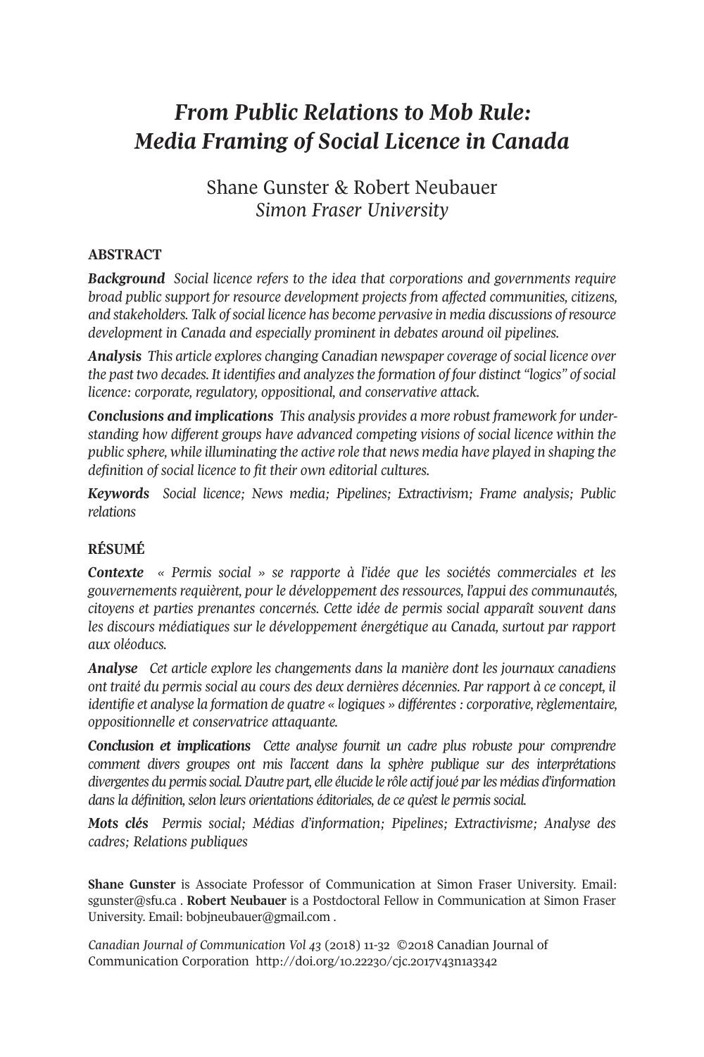# *From Public Relations to Mob Rule: Media Framing of Social Licence in Canada*

Shane Gunster & Robert Neubauer
*Simon Fraser University*

## ABSTRACT

***Background*** *Social licence refers to the idea that corporations and governments require broad public support for resource development projects from affected communities, citizens, and stakeholders. Talk of social licence has become pervasive in media discussions of resource development in Canada and especially prominent in debates around oil pipelines.*

***Analysis*** *This article explores changing Canadian newspaper coverage of social licence over the past two decades. It identifies and analyzes the formation of four distinct "logics" of social licence: corporate, regulatory, oppositional, and conservative attack.*

***Conclusions and implications*** *This analysis provides a more robust framework for understanding how different groups have advanced competing visions of social licence within the public sphere, while illuminating the active role that news media have played in shaping the definition of social licence to fit their own editorial cultures.*

***Keywords*** *Social licence; News media; Pipelines; Extractivism; Frame analysis; Public relations*

## RÉSUMÉ

***Contexte*** *« Permis social » se rapporte à l'idée que les sociétés commerciales et les gouvernements requièrent, pour le développement des ressources, l'appui des communautés, citoyens et parties prenantes concernés. Cette idée de permis social apparaît souvent dans les discours médiatiques sur le développement énergétique au Canada, surtout par rapport aux oléoducs.*

***Analyse*** *Cet article explore les changements dans la manière dont les journaux canadiens ont traité du permis social au cours des deux dernières décennies. Par rapport à ce concept, il identifie et analyse la formation de quatre « logiques » différentes : corporative, règlementaire, oppositionnelle et conservatrice attaquante.*

***Conclusion et implications*** *Cette analyse fournit un cadre plus robuste pour comprendre comment divers groupes ont mis l'accent dans la sphère publique sur des interprétations divergentes du permis social. D'autre part, elle élucide le rôle actif joué par les médias d'information dans la définition, selon leurs orientations éditoriales, de ce qu'est le permis social.*

***Mots clés*** *Permis social; Médias d'information; Pipelines; Extractivisme; Analyse des cadres; Relations publiques*

**Shane Gunster** is Associate Professor of Communication at Simon Fraser University. Email: sgunster@sfu.ca . **Robert Neubauer** is a Postdoctoral Fellow in Communication at Simon Fraser University. Email: bobjneubauer@gmail.com .

*Canadian Journal of Communication Vol 43* (2018) 11-32 ©2018 Canadian Journal of Communication Corporation http://doi.org/10.22230/cjc.2017v43n1a3342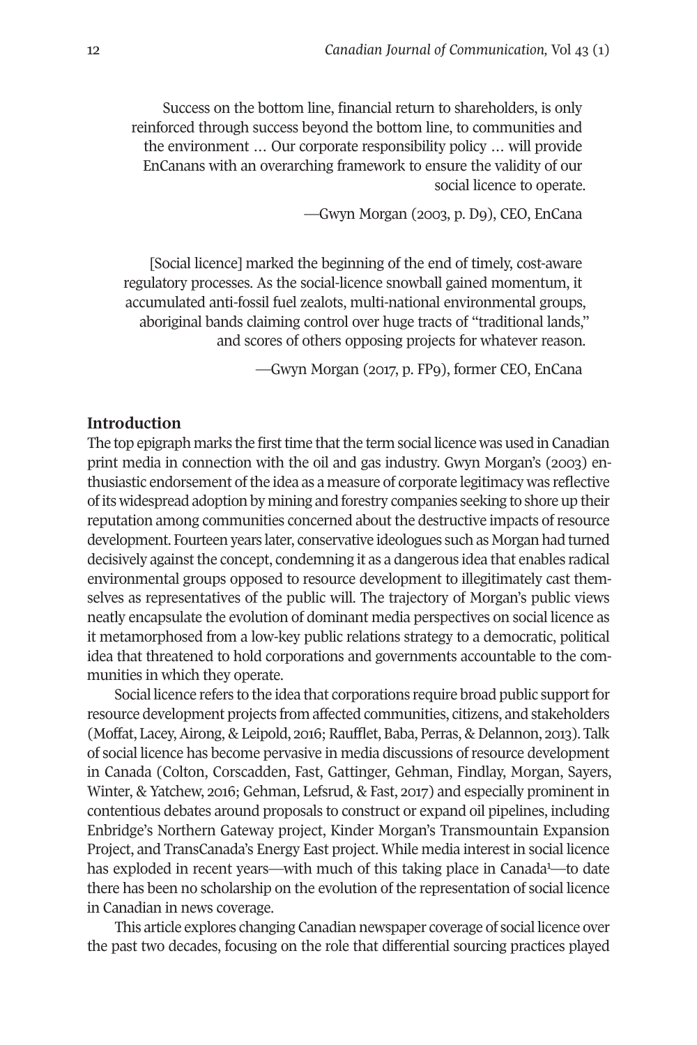> Success on the bottom line, financial return to shareholders, is only reinforced through success beyond the bottom line, to communities and the environment … Our corporate responsibility policy … will provide EnCanans with an overarching framework to ensure the validity of our social licence to operate.
>
> —Gwyn Morgan (2003, p. D9), CEO, EnCana

> [Social licence] marked the beginning of the end of timely, cost-aware regulatory processes. As the social-licence snowball gained momentum, it accumulated anti-fossil fuel zealots, multi-national environmental groups, aboriginal bands claiming control over huge tracts of "traditional lands," and scores of others opposing projects for whatever reason.
>
> —Gwyn Morgan (2017, p. FP9), former CEO, EnCana

## Introduction

The top epigraph marks the first time that the term social licence was used in Canadian print media in connection with the oil and gas industry. Gwyn Morgan's (2003) enthusiastic endorsement of the idea as a measure of corporate legitimacy was reflective of its widespread adoption by mining and forestry companies seeking to shore up their reputation among communities concerned about the destructive impacts of resource development. Fourteen years later, conservative ideologues such as Morgan had turned decisively against the concept, condemning it as a dangerous idea that enables radical environmental groups opposed to resource development to illegitimately cast themselves as representatives of the public will. The trajectory of Morgan's public views neatly encapsulate the evolution of dominant media perspectives on social licence as it metamorphosed from a low-key public relations strategy to a democratic, political idea that threatened to hold corporations and governments accountable to the communities in which they operate.

Social licence refers to the idea that corporations require broad public support for resource development projects from affected communities, citizens, and stakeholders (Moffat, Lacey, Airong, & Leipold, 2016; Raufflet, Baba, Perras, & Delannon, 2013). Talk of social licence has become pervasive in media discussions of resource development in Canada (Colton, Corscadden, Fast, Gattinger, Gehman, Findlay, Morgan, Sayers, Winter, & Yatchew, 2016; Gehman, Lefsrud, & Fast, 2017) and especially prominent in contentious debates around proposals to construct or expand oil pipelines, including Enbridge's Northern Gateway project, Kinder Morgan's Transmountain Expansion Project, and TransCanada's Energy East project. While media interest in social licence has exploded in recent years—with much of this taking place in Canada[1]—to date there has been no scholarship on the evolution of the representation of social licence in Canadian in news coverage.

This article explores changing Canadian newspaper coverage of social licence over the past two decades, focusing on the role that differential sourcing practices played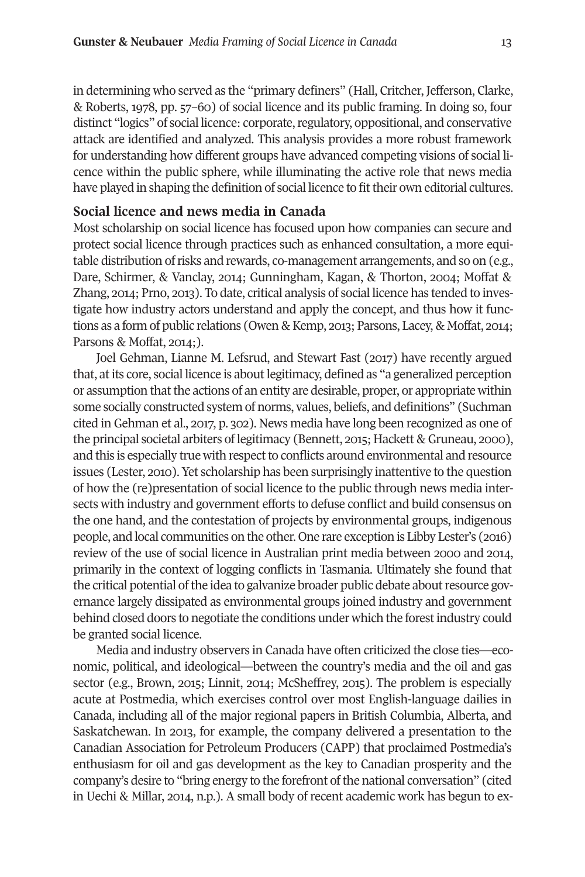in determining who served as the "primary definers" (Hall, Critcher, Jefferson, Clarke, & Roberts, 1978, pp. 57–60) of social licence and its public framing. In doing so, four distinct "logics" of social licence: corporate, regulatory, oppositional, and conservative attack are identified and analyzed. This analysis provides a more robust framework for understanding how different groups have advanced competing visions of social licence within the public sphere, while illuminating the active role that news media have played in shaping the definition of social licence to fit their own editorial cultures.

## Social licence and news media in Canada

Most scholarship on social licence has focused upon how companies can secure and protect social licence through practices such as enhanced consultation, a more equitable distribution of risks and rewards, co-management arrangements, and so on (e.g., Dare, Schirmer, & Vanclay, 2014; Gunningham, Kagan, & Thorton, 2004; Moffat & Zhang, 2014; Prno, 2013). To date, critical analysis of social licence has tended to investigate how industry actors understand and apply the concept, and thus how it functions as a form of public relations (Owen & Kemp, 2013; Parsons, Lacey, & Moffat, 2014; Parsons & Moffat, 2014;).

Joel Gehman, Lianne M. Lefsrud, and Stewart Fast (2017) have recently argued that, at its core, social licence is about legitimacy, defined as "a generalized perception or assumption that the actions of an entity are desirable, proper, or appropriate within some socially constructed system of norms, values, beliefs, and definitions" (Suchman cited in Gehman et al., 2017, p. 302). News media have long been recognized as one of the principal societal arbiters of legitimacy (Bennett, 2015; Hackett & Gruneau, 2000), and this is especially true with respect to conflicts around environmental and resource issues (Lester, 2010). Yet scholarship has been surprisingly inattentive to the question of how the (re)presentation of social licence to the public through news media intersects with industry and government efforts to defuse conflict and build consensus on the one hand, and the contestation of projects by environmental groups, indigenous people, and local communities on the other. One rare exception is Libby Lester's (2016) review of the use of social licence in Australian print media between 2000 and 2014, primarily in the context of logging conflicts in Tasmania. Ultimately she found that the critical potential of the idea to galvanize broader public debate about resource governance largely dissipated as environmental groups joined industry and government behind closed doors to negotiate the conditions under which the forest industry could be granted social licence.

Media and industry observers in Canada have often criticized the close ties—economic, political, and ideological—between the country's media and the oil and gas sector (e.g., Brown, 2015; Linnit, 2014; McSheffrey, 2015). The problem is especially acute at Postmedia, which exercises control over most English-language dailies in Canada, including all of the major regional papers in British Columbia, Alberta, and Saskatchewan. In 2013, for example, the company delivered a presentation to the Canadian Association for Petroleum Producers (CAPP) that proclaimed Postmedia's enthusiasm for oil and gas development as the key to Canadian prosperity and the company's desire to "bring energy to the forefront of the national conversation" (cited in Uechi & Millar, 2014, n.p.). A small body of recent academic work has begun to ex-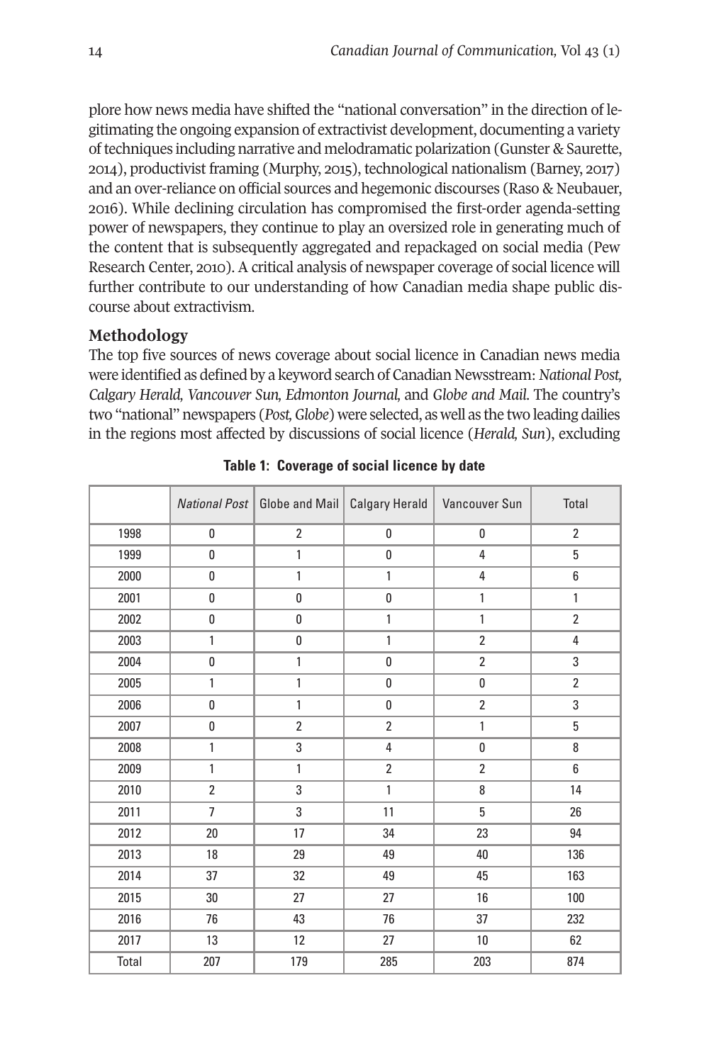plore how news media have shifted the "national conversation" in the direction of legitimating the ongoing expansion of extractivist development, documenting a variety of techniques including narrative and melodramatic polarization (Gunster & Saurette, 2014), productivist framing (Murphy, 2015), technological nationalism (Barney, 2017) and an over-reliance on official sources and hegemonic discourses (Raso & Neubauer, 2016). While declining circulation has compromised the first-order agenda-setting power of newspapers, they continue to play an oversized role in generating much of the content that is subsequently aggregated and repackaged on social media (Pew Research Center, 2010). A critical analysis of newspaper coverage of social licence will further contribute to our understanding of how Canadian media shape public discourse about extractivism.

## Methodology

The top five sources of news coverage about social licence in Canadian news media were identified as defined by a keyword search of Canadian Newsstream: *National Post, Calgary Herald, Vancouver Sun, Edmonton Journal,* and *Globe and Mail.* The country's two "national" newspapers (*Post, Globe*) were selected, as well as the two leading dailies in the regions most affected by discussions of social licence (*Herald, Sun*), excluding

**Table 1: Coverage of social licence by date**

| | *National Post* | Globe and Mail | Calgary Herald | Vancouver Sun | Total |
|---|---|---|---|---|---|
| 1998 | 0 | 2 | 0 | 0 | 2 |
| 1999 | 0 | 1 | 0 | 4 | 5 |
| 2000 | 0 | 1 | 1 | 4 | 6 |
| 2001 | 0 | 0 | 0 | 1 | 1 |
| 2002 | 0 | 0 | 1 | 1 | 2 |
| 2003 | 1 | 0 | 1 | 2 | 4 |
| 2004 | 0 | 1 | 0 | 2 | 3 |
| 2005 | 1 | 1 | 0 | 0 | 2 |
| 2006 | 0 | 1 | 0 | 2 | 3 |
| 2007 | 0 | 2 | 2 | 1 | 5 |
| 2008 | 1 | 3 | 4 | 0 | 8 |
| 2009 | 1 | 1 | 2 | 2 | 6 |
| 2010 | 2 | 3 | 1 | 8 | 14 |
| 2011 | 7 | 3 | 11 | 5 | 26 |
| 2012 | 20 | 17 | 34 | 23 | 94 |
| 2013 | 18 | 29 | 49 | 40 | 136 |
| 2014 | 37 | 32 | 49 | 45 | 163 |
| 2015 | 30 | 27 | 27 | 16 | 100 |
| 2016 | 76 | 43 | 76 | 37 | 232 |
| 2017 | 13 | 12 | 27 | 10 | 62 |
| Total | 207 | 179 | 285 | 203 | 874 |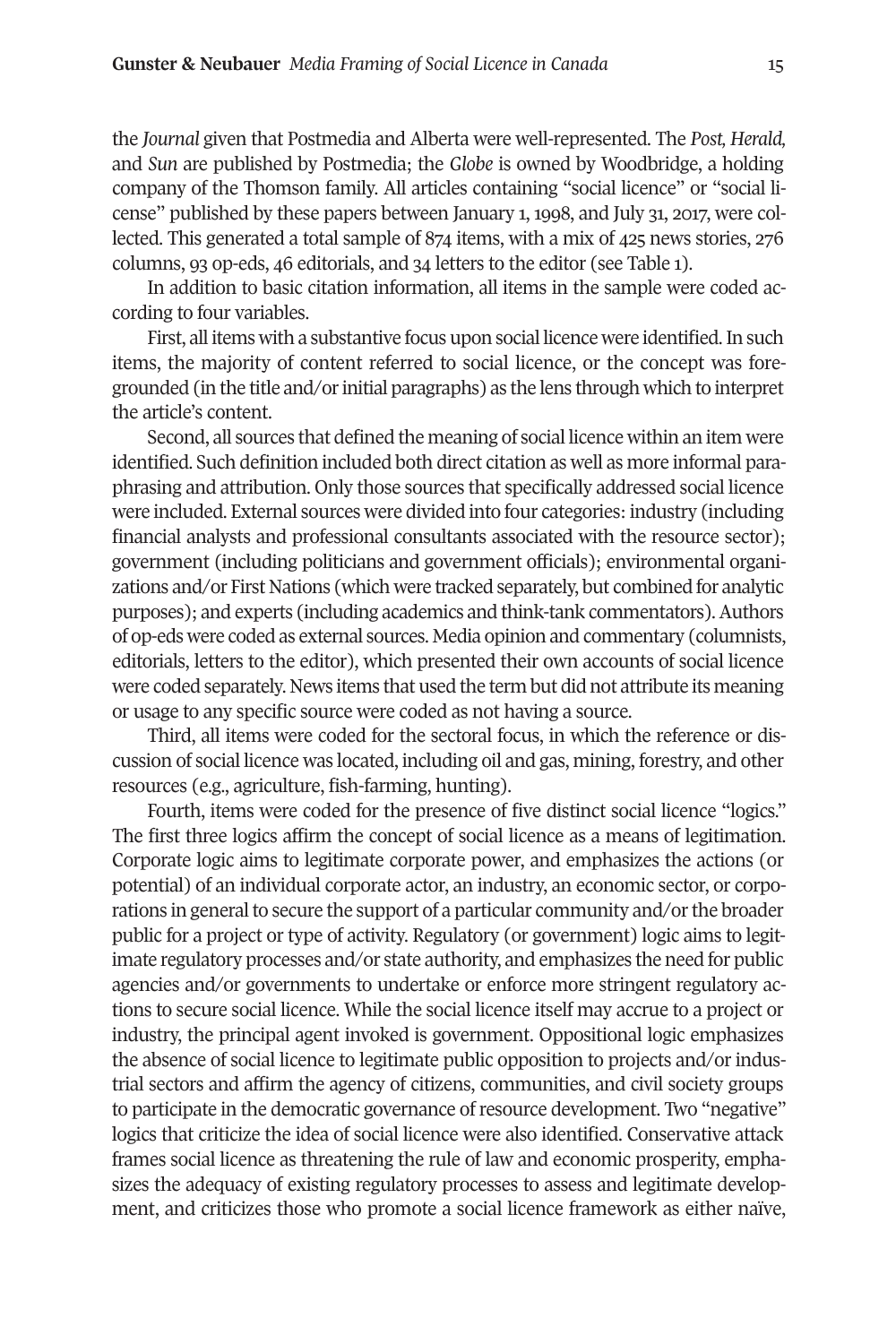the *Journal* given that Postmedia and Alberta were well-represented. The *Post, Herald,* and *Sun* are published by Postmedia; the *Globe* is owned by Woodbridge, a holding company of the Thomson family. All articles containing "social licence" or "social license" published by these papers between January 1, 1998, and July 31, 2017, were collected. This generated a total sample of 874 items, with a mix of 425 news stories, 276 columns, 93 op-eds, 46 editorials, and 34 letters to the editor (see Table 1).

In addition to basic citation information, all items in the sample were coded according to four variables.

First, all items with a substantive focus upon social licence were identified. In such items, the majority of content referred to social licence, or the concept was foregrounded (in the title and/or initial paragraphs) as the lens through which to interpret the article's content.

Second, all sources that defined the meaning of social licence within an item were identified. Such definition included both direct citation as well as more informal paraphrasing and attribution. Only those sources that specifically addressed social licence were included. External sources were divided into four categories: industry (including financial analysts and professional consultants associated with the resource sector); government (including politicians and government officials); environmental organizations and/or First Nations (which were tracked separately, but combined for analytic purposes); and experts (including academics and think-tank commentators). Authors of op-eds were coded as external sources. Media opinion and commentary (columnists, editorials, letters to the editor), which presented their own accounts of social licence were coded separately. News items that used the term but did not attribute its meaning or usage to any specific source were coded as not having a source.

Third, all items were coded for the sectoral focus, in which the reference or discussion of social licence was located, including oil and gas, mining, forestry, and other resources (e.g., agriculture, fish-farming, hunting).

Fourth, items were coded for the presence of five distinct social licence "logics." The first three logics affirm the concept of social licence as a means of legitimation. Corporate logic aims to legitimate corporate power, and emphasizes the actions (or potential) of an individual corporate actor, an industry, an economic sector, or corporations in general to secure the support of a particular community and/or the broader public for a project or type of activity. Regulatory (or government) logic aims to legitimate regulatory processes and/or state authority, and emphasizes the need for public agencies and/or governments to undertake or enforce more stringent regulatory actions to secure social licence. While the social licence itself may accrue to a project or industry, the principal agent invoked is government. Oppositional logic emphasizes the absence of social licence to legitimate public opposition to projects and/or industrial sectors and affirm the agency of citizens, communities, and civil society groups to participate in the democratic governance of resource development. Two "negative" logics that criticize the idea of social licence were also identified. Conservative attack frames social licence as threatening the rule of law and economic prosperity, emphasizes the adequacy of existing regulatory processes to assess and legitimate development, and criticizes those who promote a social licence framework as either naïve,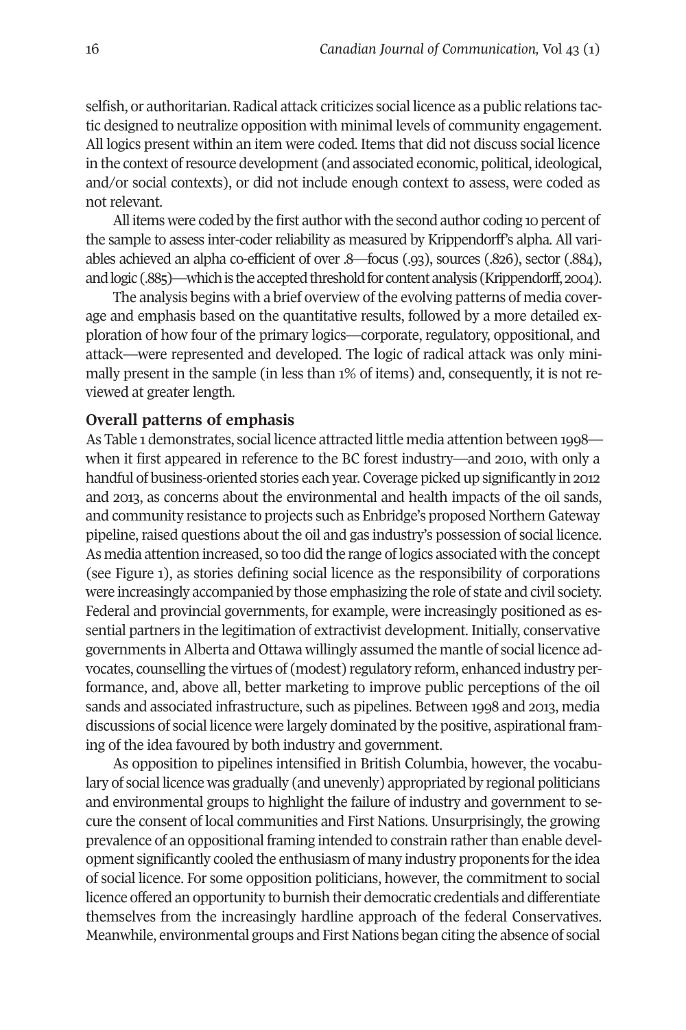selfish, or authoritarian. Radical attack criticizes social licence as a public relations tactic designed to neutralize opposition with minimal levels of community engagement. All logics present within an item were coded. Items that did not discuss social licence in the context of resource development (and associated economic, political, ideological, and/or social contexts), or did not include enough context to assess, were coded as not relevant.

All items were coded by the first author with the second author coding 10 percent of the sample to assess inter-coder reliability as measured by Krippendorff's alpha. All variables achieved an alpha co-efficient of over .8—focus (.93), sources (.826), sector (.884), and logic (.885)—which is the accepted threshold for content analysis (Krippendorff, 2004).

The analysis begins with a brief overview of the evolving patterns of media coverage and emphasis based on the quantitative results, followed by a more detailed exploration of how four of the primary logics—corporate, regulatory, oppositional, and attack—were represented and developed. The logic of radical attack was only minimally present in the sample (in less than 1% of items) and, consequently, it is not reviewed at greater length.

## Overall patterns of emphasis

As Table 1 demonstrates, social licence attracted little media attention between 1998—when it first appeared in reference to the BC forest industry—and 2010, with only a handful of business-oriented stories each year. Coverage picked up significantly in 2012 and 2013, as concerns about the environmental and health impacts of the oil sands, and community resistance to projects such as Enbridge's proposed Northern Gateway pipeline, raised questions about the oil and gas industry's possession of social licence. As media attention increased, so too did the range of logics associated with the concept (see Figure 1), as stories defining social licence as the responsibility of corporations were increasingly accompanied by those emphasizing the role of state and civil society. Federal and provincial governments, for example, were increasingly positioned as essential partners in the legitimation of extractivist development. Initially, conservative governments in Alberta and Ottawa willingly assumed the mantle of social licence advocates, counselling the virtues of (modest) regulatory reform, enhanced industry performance, and, above all, better marketing to improve public perceptions of the oil sands and associated infrastructure, such as pipelines. Between 1998 and 2013, media discussions of social licence were largely dominated by the positive, aspirational framing of the idea favoured by both industry and government.

As opposition to pipelines intensified in British Columbia, however, the vocabulary of social licence was gradually (and unevenly) appropriated by regional politicians and environmental groups to highlight the failure of industry and government to secure the consent of local communities and First Nations. Unsurprisingly, the growing prevalence of an oppositional framing intended to constrain rather than enable development significantly cooled the enthusiasm of many industry proponents for the idea of social licence. For some opposition politicians, however, the commitment to social licence offered an opportunity to burnish their democratic credentials and differentiate themselves from the increasingly hardline approach of the federal Conservatives. Meanwhile, environmental groups and First Nations began citing the absence of social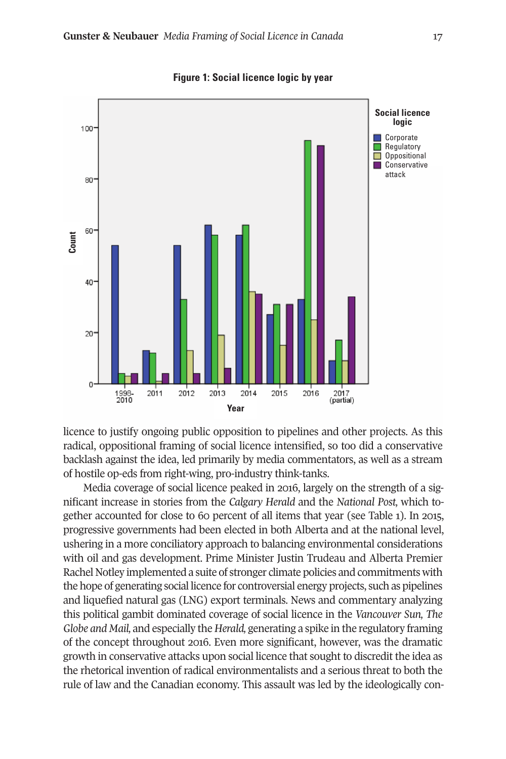**Figure 1: Social licence logic by year**

Social licence logic
Corporate
Regulatory
Oppositional
Conservative attack

Count
0
20
40
60
80
100

Year
1998-2010
2011
2012
2013
2014
2015
2016
2017 (partial)

licence to justify ongoing public opposition to pipelines and other projects. As this radical, oppositional framing of social licence intensified, so too did a conservative backlash against the idea, led primarily by media commentators, as well as a stream of hostile op-eds from right-wing, pro-industry think-tanks.

Media coverage of social licence peaked in 2016, largely on the strength of a significant increase in stories from the *Calgary Herald* and the *National Post,* which together accounted for close to 60 percent of all items that year (see Table 1). In 2015, progressive governments had been elected in both Alberta and at the national level, ushering in a more conciliatory approach to balancing environmental considerations with oil and gas development. Prime Minister Justin Trudeau and Alberta Premier Rachel Notley implemented a suite of stronger climate policies and commitments with the hope of generating social licence for controversial energy projects, such as pipelines and liquefied natural gas (LNG) export terminals. News and commentary analyzing this political gambit dominated coverage of social licence in the *Vancouver Sun, The Globe and Mail,* and especially the *Herald,* generating a spike in the regulatory framing of the concept throughout 2016. Even more significant, however, was the dramatic growth in conservative attacks upon social licence that sought to discredit the idea as the rhetorical invention of radical environmentalists and a serious threat to both the rule of law and the Canadian economy. This assault was led by the ideologically con-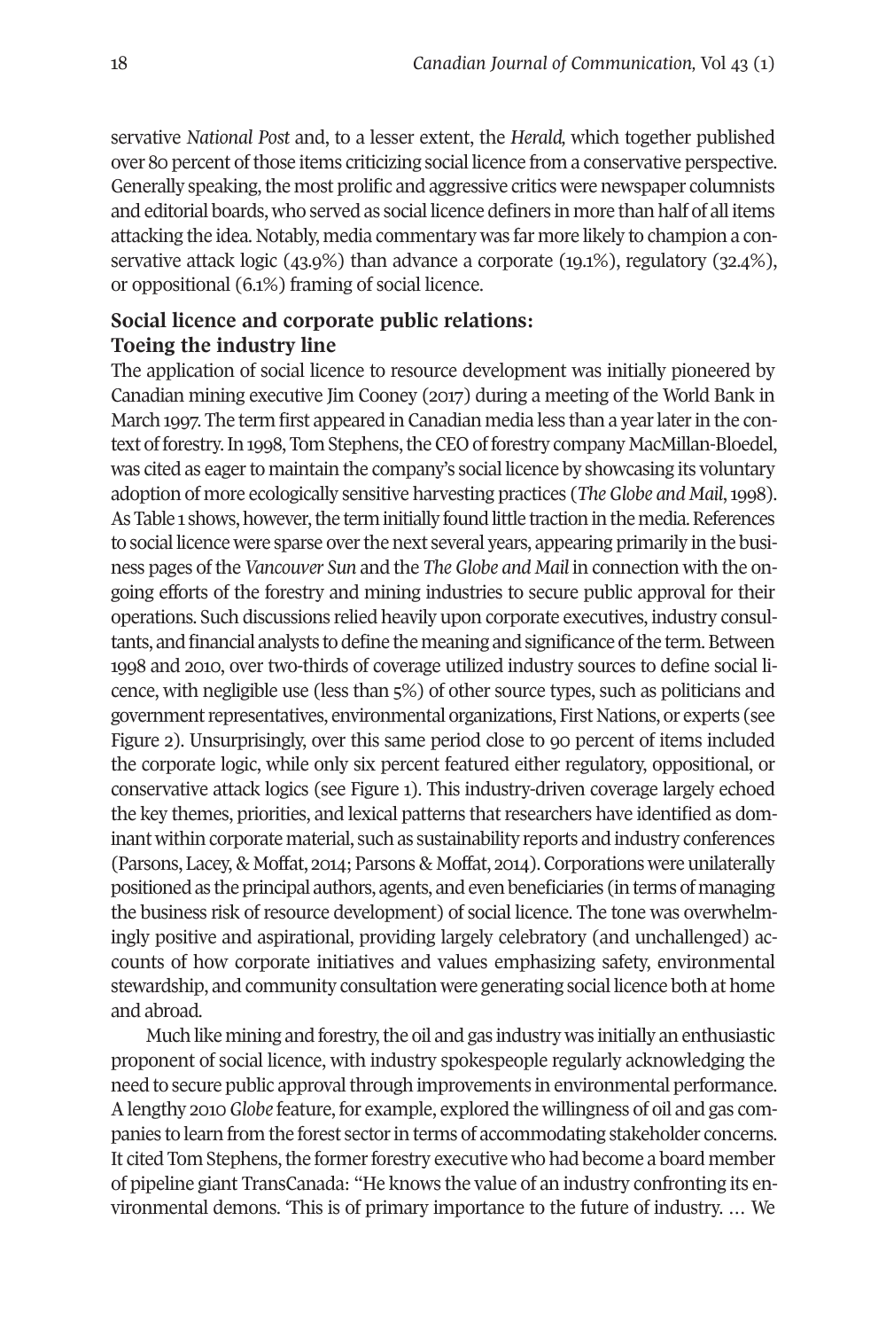servative *National Post* and, to a lesser extent, the *Herald,* which together published over 80 percent of those items criticizing social licence from a conservative perspective. Generally speaking, the most prolific and aggressive critics were newspaper columnists and editorial boards, who served as social licence definers in more than half of all items attacking the idea. Notably, media commentary was far more likely to champion a conservative attack logic (43.9%) than advance a corporate (19.1%), regulatory (32.4%), or oppositional (6.1%) framing of social licence.

## Social licence and corporate public relations: Toeing the industry line

The application of social licence to resource development was initially pioneered by Canadian mining executive Jim Cooney (2017) during a meeting of the World Bank in March 1997. The term first appeared in Canadian media less than a year later in the context of forestry. In 1998, Tom Stephens, the CEO of forestry company MacMillan-Bloedel, was cited as eager to maintain the company's social licence by showcasing its voluntary adoption of more ecologically sensitive harvesting practices (*The Globe and Mail*, 1998). As Table 1 shows, however, the term initially found little traction in the media. References to social licence were sparse over the next several years, appearing primarily in the business pages of the *Vancouver Sun* and the *The Globe and Mail* in connection with the ongoing efforts of the forestry and mining industries to secure public approval for their operations. Such discussions relied heavily upon corporate executives, industry consultants, and financial analysts to define the meaning and significance of the term. Between 1998 and 2010, over two-thirds of coverage utilized industry sources to define social licence, with negligible use (less than 5%) of other source types, such as politicians and government representatives, environmental organizations, First Nations, or experts (see Figure 2). Unsurprisingly, over this same period close to 90 percent of items included the corporate logic, while only six percent featured either regulatory, oppositional, or conservative attack logics (see Figure 1). This industry-driven coverage largely echoed the key themes, priorities, and lexical patterns that researchers have identified as dominant within corporate material, such as sustainability reports and industry conferences (Parsons, Lacey, & Moffat, 2014; Parsons & Moffat, 2014). Corporations were unilaterally positioned as the principal authors, agents, and even beneficiaries (in terms of managing the business risk of resource development) of social licence. The tone was overwhelmingly positive and aspirational, providing largely celebratory (and unchallenged) accounts of how corporate initiatives and values emphasizing safety, environmental stewardship, and community consultation were generating social licence both at home and abroad.

Much like mining and forestry, the oil and gas industry was initially an enthusiastic proponent of social licence, with industry spokespeople regularly acknowledging the need to secure public approval through improvements in environmental performance. A lengthy 2010 *Globe* feature, for example, explored the willingness of oil and gas companies to learn from the forest sector in terms of accommodating stakeholder concerns. It cited Tom Stephens, the former forestry executive who had become a board member of pipeline giant TransCanada: "He knows the value of an industry confronting its environmental demons. 'This is of primary importance to the future of industry. … We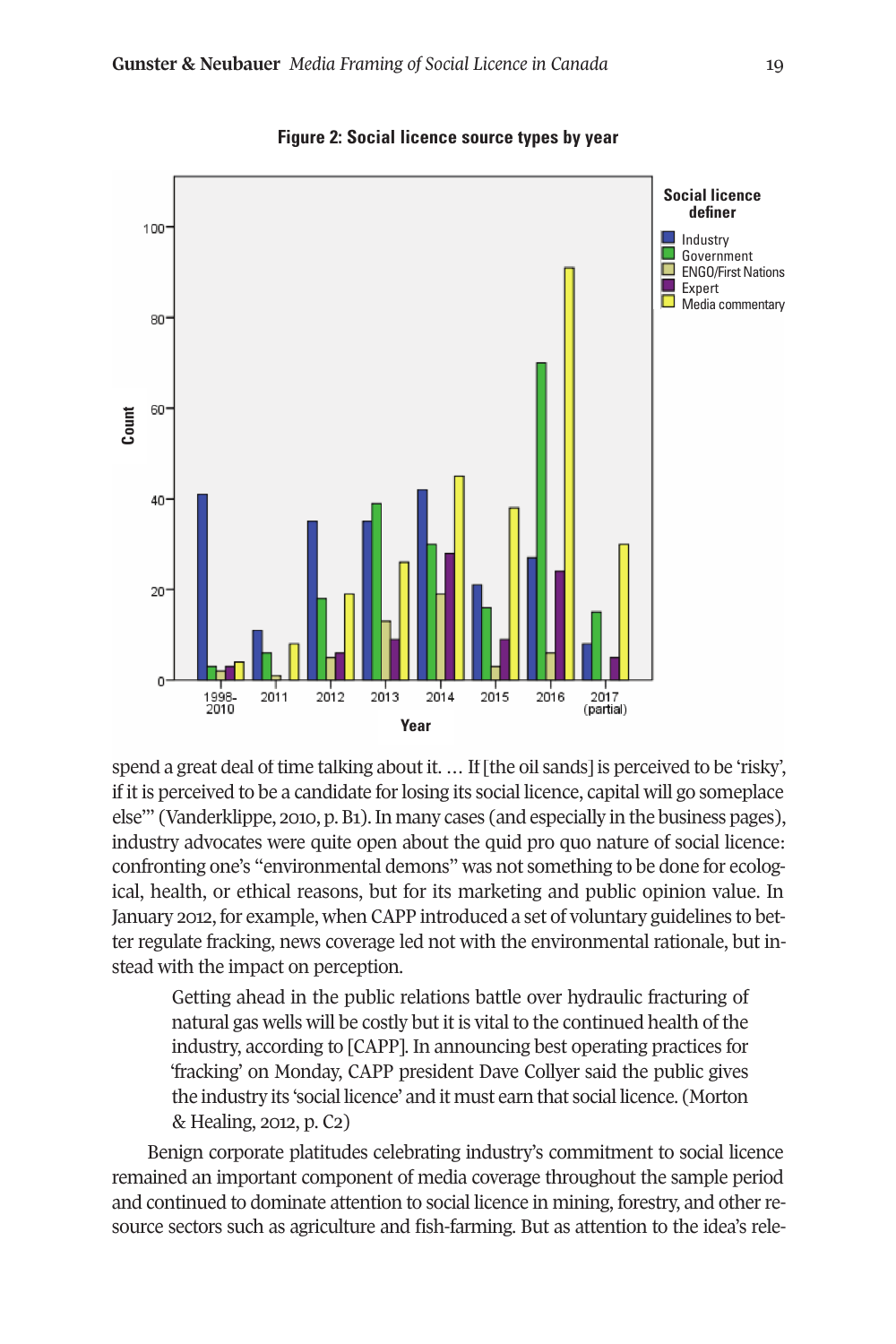**Figure 2: Social licence source types by year**

Social licence definer
Industry
Government
ENGO/First Nations
Expert
Media commentary

Count
100
80
60
40
20
0

1998-2010
2011
2012
2013
2014
2015
2016
2017 (partial)

Year

spend a great deal of time talking about it. … If [the oil sands] is perceived to be 'risky', if it is perceived to be a candidate for losing its social licence, capital will go someplace else'" (Vanderklippe, 2010, p. B1). In many cases (and especially in the business pages), industry advocates were quite open about the quid pro quo nature of social licence: confronting one's "environmental demons" was not something to be done for ecological, health, or ethical reasons, but for its marketing and public opinion value. In January 2012, for example, when CAPP introduced a set of voluntary guidelines to better regulate fracking, news coverage led not with the environmental rationale, but instead with the impact on perception.

> Getting ahead in the public relations battle over hydraulic fracturing of natural gas wells will be costly but it is vital to the continued health of the industry, according to [CAPP]. In announcing best operating practices for 'fracking' on Monday, CAPP president Dave Collyer said the public gives the industry its 'social licence' and it must earn that social licence. (Morton & Healing, 2012, p. C2)

Benign corporate platitudes celebrating industry's commitment to social licence remained an important component of media coverage throughout the sample period and continued to dominate attention to social licence in mining, forestry, and other resource sectors such as agriculture and fish-farming. But as attention to the idea's rele-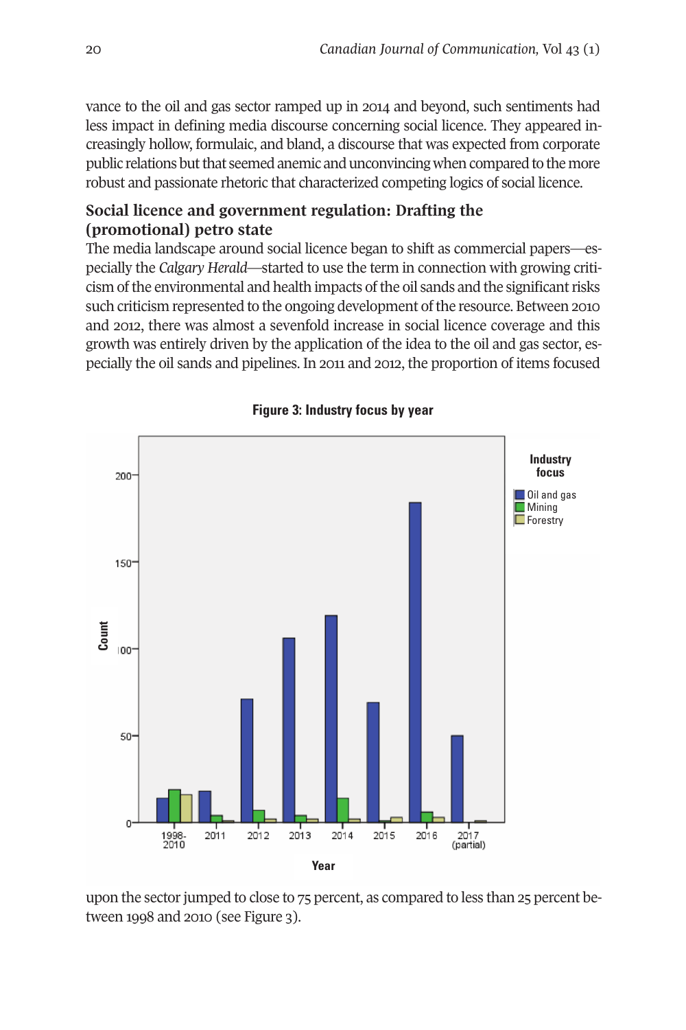vance to the oil and gas sector ramped up in 2014 and beyond, such sentiments had less impact in defining media discourse concerning social licence. They appeared increasingly hollow, formulaic, and bland, a discourse that was expected from corporate public relations but that seemed anemic and unconvincing when compared to the more robust and passionate rhetoric that characterized competing logics of social licence.

## Social licence and government regulation: Drafting the (promotional) petro state

The media landscape around social licence began to shift as commercial papers—especially the *Calgary Herald*—started to use the term in connection with growing criticism of the environmental and health impacts of the oil sands and the significant risks such criticism represented to the ongoing development of the resource. Between 2010 and 2012, there was almost a sevenfold increase in social licence coverage and this growth was entirely driven by the application of the idea to the oil and gas sector, especially the oil sands and pipelines. In 2011 and 2012, the proportion of items focused

**Figure 3: Industry focus by year**

Industry focus
Oil and gas
Mining
Forestry

Count
0
50
100
150
200

Year
1998-2010
2011
2012
2013
2014
2015
2016
2017 (partial)

upon the sector jumped to close to 75 percent, as compared to less than 25 percent between 1998 and 2010 (see Figure 3).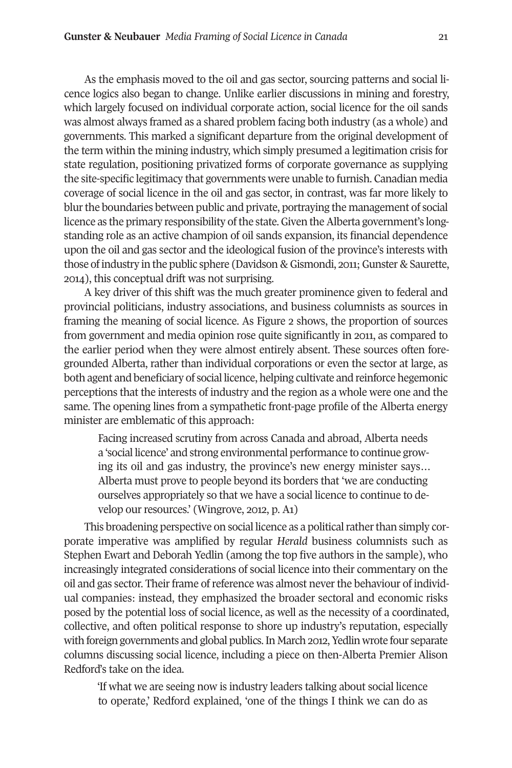As the emphasis moved to the oil and gas sector, sourcing patterns and social licence logics also began to change. Unlike earlier discussions in mining and forestry, which largely focused on individual corporate action, social licence for the oil sands was almost always framed as a shared problem facing both industry (as a whole) and governments. This marked a significant departure from the original development of the term within the mining industry, which simply presumed a legitimation crisis for state regulation, positioning privatized forms of corporate governance as supplying the site-specific legitimacy that governments were unable to furnish. Canadian media coverage of social licence in the oil and gas sector, in contrast, was far more likely to blur the boundaries between public and private, portraying the management of social licence as the primary responsibility of the state. Given the Alberta government's longstanding role as an active champion of oil sands expansion, its financial dependence upon the oil and gas sector and the ideological fusion of the province's interests with those of industry in the public sphere (Davidson & Gismondi, 2011; Gunster & Saurette, 2014), this conceptual drift was not surprising.

A key driver of this shift was the much greater prominence given to federal and provincial politicians, industry associations, and business columnists as sources in framing the meaning of social licence. As Figure 2 shows, the proportion of sources from government and media opinion rose quite significantly in 2011, as compared to the earlier period when they were almost entirely absent. These sources often foregrounded Alberta, rather than individual corporations or even the sector at large, as both agent and beneficiary of social licence, helping cultivate and reinforce hegemonic perceptions that the interests of industry and the region as a whole were one and the same. The opening lines from a sympathetic front-page profile of the Alberta energy minister are emblematic of this approach:

> Facing increased scrutiny from across Canada and abroad, Alberta needs a 'social licence' and strong environmental performance to continue growing its oil and gas industry, the province's new energy minister says… Alberta must prove to people beyond its borders that 'we are conducting ourselves appropriately so that we have a social licence to continue to develop our resources.' (Wingrove, 2012, p. A1)

This broadening perspective on social licence as a political rather than simply corporate imperative was amplified by regular *Herald* business columnists such as Stephen Ewart and Deborah Yedlin (among the top five authors in the sample), who increasingly integrated considerations of social licence into their commentary on the oil and gas sector. Their frame of reference was almost never the behaviour of individual companies: instead, they emphasized the broader sectoral and economic risks posed by the potential loss of social licence, as well as the necessity of a coordinated, collective, and often political response to shore up industry's reputation, especially with foreign governments and global publics. In March 2012, Yedlin wrote four separate columns discussing social licence, including a piece on then-Alberta Premier Alison Redford's take on the idea.

> 'If what we are seeing now is industry leaders talking about social licence to operate,' Redford explained, 'one of the things I think we can do as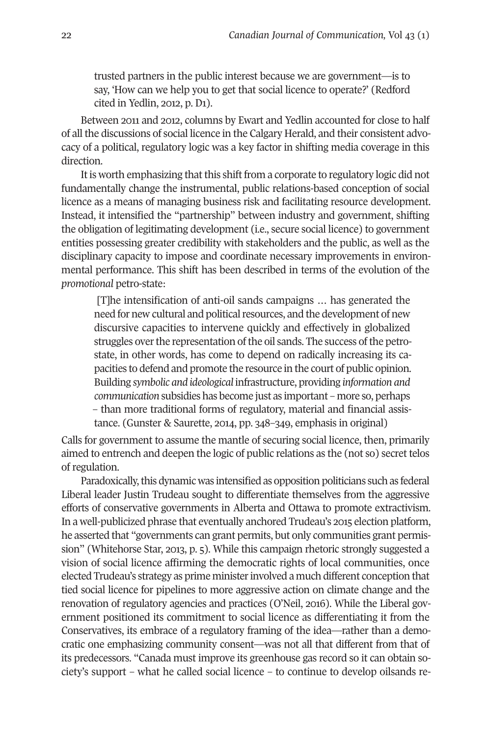> trusted partners in the public interest because we are government—is to say, 'How can we help you to get that social licence to operate?' (Redford cited in Yedlin, 2012, p. D1).

Between 2011 and 2012, columns by Ewart and Yedlin accounted for close to half of all the discussions of social licence in the Calgary Herald, and their consistent advocacy of a political, regulatory logic was a key factor in shifting media coverage in this direction.

It is worth emphasizing that this shift from a corporate to regulatory logic did not fundamentally change the instrumental, public relations-based conception of social licence as a means of managing business risk and facilitating resource development. Instead, it intensified the "partnership" between industry and government, shifting the obligation of legitimating development (i.e., secure social licence) to government entities possessing greater credibility with stakeholders and the public, as well as the disciplinary capacity to impose and coordinate necessary improvements in environmental performance. This shift has been described in terms of the evolution of the *promotional* petro-state:

> [T]he intensification of anti-oil sands campaigns … has generated the need for new cultural and political resources, and the development of new discursive capacities to intervene quickly and effectively in globalized struggles over the representation of the oil sands. The success of the petro-state, in other words, has come to depend on radically increasing its capacities to defend and promote the resource in the court of public opinion. Building *symbolic and ideological* infrastructure, providing *information and communication* subsidies has become just as important – more so, perhaps – than more traditional forms of regulatory, material and financial assistance. (Gunster & Saurette, 2014, pp. 348–349, emphasis in original)

Calls for government to assume the mantle of securing social licence, then, primarily aimed to entrench and deepen the logic of public relations as the (not so) secret telos of regulation.

Paradoxically, this dynamic was intensified as opposition politicians such as federal Liberal leader Justin Trudeau sought to differentiate themselves from the aggressive efforts of conservative governments in Alberta and Ottawa to promote extractivism. In a well-publicized phrase that eventually anchored Trudeau's 2015 election platform, he asserted that "governments can grant permits, but only communities grant permission" (Whitehorse Star, 2013, p. 5). While this campaign rhetoric strongly suggested a vision of social licence affirming the democratic rights of local communities, once elected Trudeau's strategy as prime minister involved a much different conception that tied social licence for pipelines to more aggressive action on climate change and the renovation of regulatory agencies and practices (O'Neil, 2016). While the Liberal government positioned its commitment to social licence as differentiating it from the Conservatives, its embrace of a regulatory framing of the idea—rather than a democratic one emphasizing community consent—was not all that different from that of its predecessors. "Canada must improve its greenhouse gas record so it can obtain society's support – what he called social licence – to continue to develop oilsands re-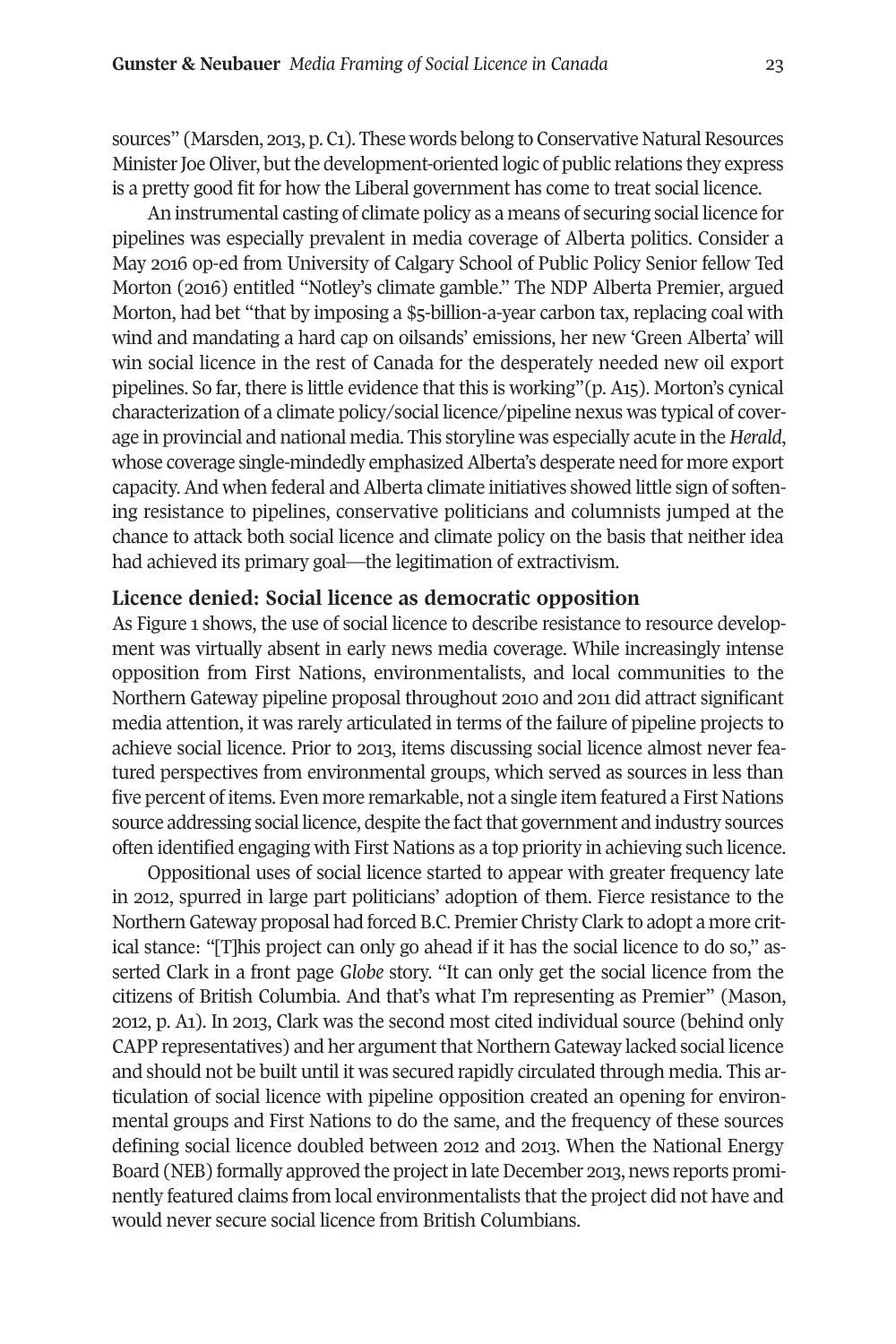sources" (Marsden, 2013, p. C1). These words belong to Conservative Natural Resources Minister Joe Oliver, but the development-oriented logic of public relations they express is a pretty good fit for how the Liberal government has come to treat social licence.

An instrumental casting of climate policy as a means of securing social licence for pipelines was especially prevalent in media coverage of Alberta politics. Consider a May 2016 op-ed from University of Calgary School of Public Policy Senior fellow Ted Morton (2016) entitled "Notley's climate gamble." The NDP Alberta Premier, argued Morton, had bet "that by imposing a $5-billion-a-year carbon tax, replacing coal with wind and mandating a hard cap on oilsands' emissions, her new 'Green Alberta' will win social licence in the rest of Canada for the desperately needed new oil export pipelines. So far, there is little evidence that this is working"(p. A15). Morton's cynical characterization of a climate policy/social licence/pipeline nexus was typical of coverage in provincial and national media. This storyline was especially acute in the *Herald*, whose coverage single-mindedly emphasized Alberta's desperate need for more export capacity. And when federal and Alberta climate initiatives showed little sign of softening resistance to pipelines, conservative politicians and columnists jumped at the chance to attack both social licence and climate policy on the basis that neither idea had achieved its primary goal—the legitimation of extractivism.

## Licence denied: Social licence as democratic opposition

As Figure 1 shows, the use of social licence to describe resistance to resource development was virtually absent in early news media coverage. While increasingly intense opposition from First Nations, environmentalists, and local communities to the Northern Gateway pipeline proposal throughout 2010 and 2011 did attract significant media attention, it was rarely articulated in terms of the failure of pipeline projects to achieve social licence. Prior to 2013, items discussing social licence almost never featured perspectives from environmental groups, which served as sources in less than five percent of items. Even more remarkable, not a single item featured a First Nations source addressing social licence, despite the fact that government and industry sources often identified engaging with First Nations as a top priority in achieving such licence.

Oppositional uses of social licence started to appear with greater frequency late in 2012, spurred in large part politicians' adoption of them. Fierce resistance to the Northern Gateway proposal had forced B.C. Premier Christy Clark to adopt a more critical stance: "[T]his project can only go ahead if it has the social licence to do so," asserted Clark in a front page *Globe* story. "It can only get the social licence from the citizens of British Columbia. And that's what I'm representing as Premier" (Mason, 2012, p. A1). In 2013, Clark was the second most cited individual source (behind only CAPP representatives) and her argument that Northern Gateway lacked social licence and should not be built until it was secured rapidly circulated through media. This articulation of social licence with pipeline opposition created an opening for environmental groups and First Nations to do the same, and the frequency of these sources defining social licence doubled between 2012 and 2013. When the National Energy Board (NEB) formally approved the project in late December 2013, news reports prominently featured claims from local environmentalists that the project did not have and would never secure social licence from British Columbians.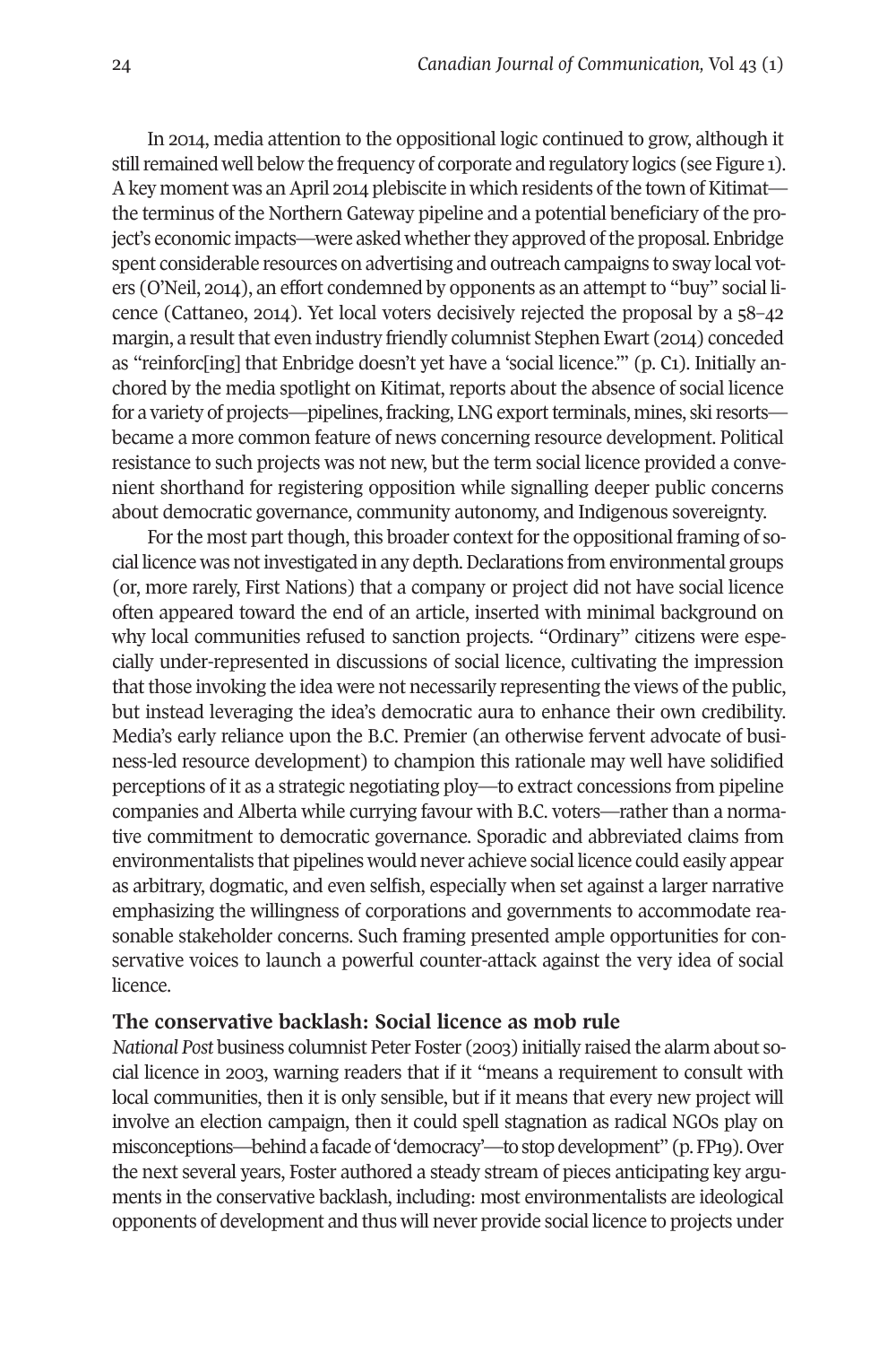In 2014, media attention to the oppositional logic continued to grow, although it still remained well below the frequency of corporate and regulatory logics (see Figure 1). A key moment was an April 2014 plebiscite in which residents of the town of Kitimat—the terminus of the Northern Gateway pipeline and a potential beneficiary of the project's economic impacts—were asked whether they approved of the proposal. Enbridge spent considerable resources on advertising and outreach campaigns to sway local voters (O'Neil, 2014), an effort condemned by opponents as an attempt to "buy" social licence (Cattaneo, 2014). Yet local voters decisively rejected the proposal by a 58–42 margin, a result that even industry friendly columnist Stephen Ewart (2014) conceded as "reinforc[ing] that Enbridge doesn't yet have a 'social licence.'" (p. C1). Initially anchored by the media spotlight on Kitimat, reports about the absence of social licence for a variety of projects—pipelines, fracking, LNG export terminals, mines, ski resorts—became a more common feature of news concerning resource development. Political resistance to such projects was not new, but the term social licence provided a convenient shorthand for registering opposition while signalling deeper public concerns about democratic governance, community autonomy, and Indigenous sovereignty.

For the most part though, this broader context for the oppositional framing of social licence was not investigated in any depth. Declarations from environmental groups (or, more rarely, First Nations) that a company or project did not have social licence often appeared toward the end of an article, inserted with minimal background on why local communities refused to sanction projects. "Ordinary" citizens were especially under-represented in discussions of social licence, cultivating the impression that those invoking the idea were not necessarily representing the views of the public, but instead leveraging the idea's democratic aura to enhance their own credibility. Media's early reliance upon the B.C. Premier (an otherwise fervent advocate of business-led resource development) to champion this rationale may well have solidified perceptions of it as a strategic negotiating ploy—to extract concessions from pipeline companies and Alberta while currying favour with B.C. voters—rather than a normative commitment to democratic governance. Sporadic and abbreviated claims from environmentalists that pipelines would never achieve social licence could easily appear as arbitrary, dogmatic, and even selfish, especially when set against a larger narrative emphasizing the willingness of corporations and governments to accommodate reasonable stakeholder concerns. Such framing presented ample opportunities for conservative voices to launch a powerful counter-attack against the very idea of social licence.

## The conservative backlash: Social licence as mob rule

*National Post* business columnist Peter Foster (2003) initially raised the alarm about social licence in 2003, warning readers that if it "means a requirement to consult with local communities, then it is only sensible, but if it means that every new project will involve an election campaign, then it could spell stagnation as radical NGOs play on misconceptions—behind a facade of 'democracy'—to stop development" (p. FP19). Over the next several years, Foster authored a steady stream of pieces anticipating key arguments in the conservative backlash, including: most environmentalists are ideological opponents of development and thus will never provide social licence to projects under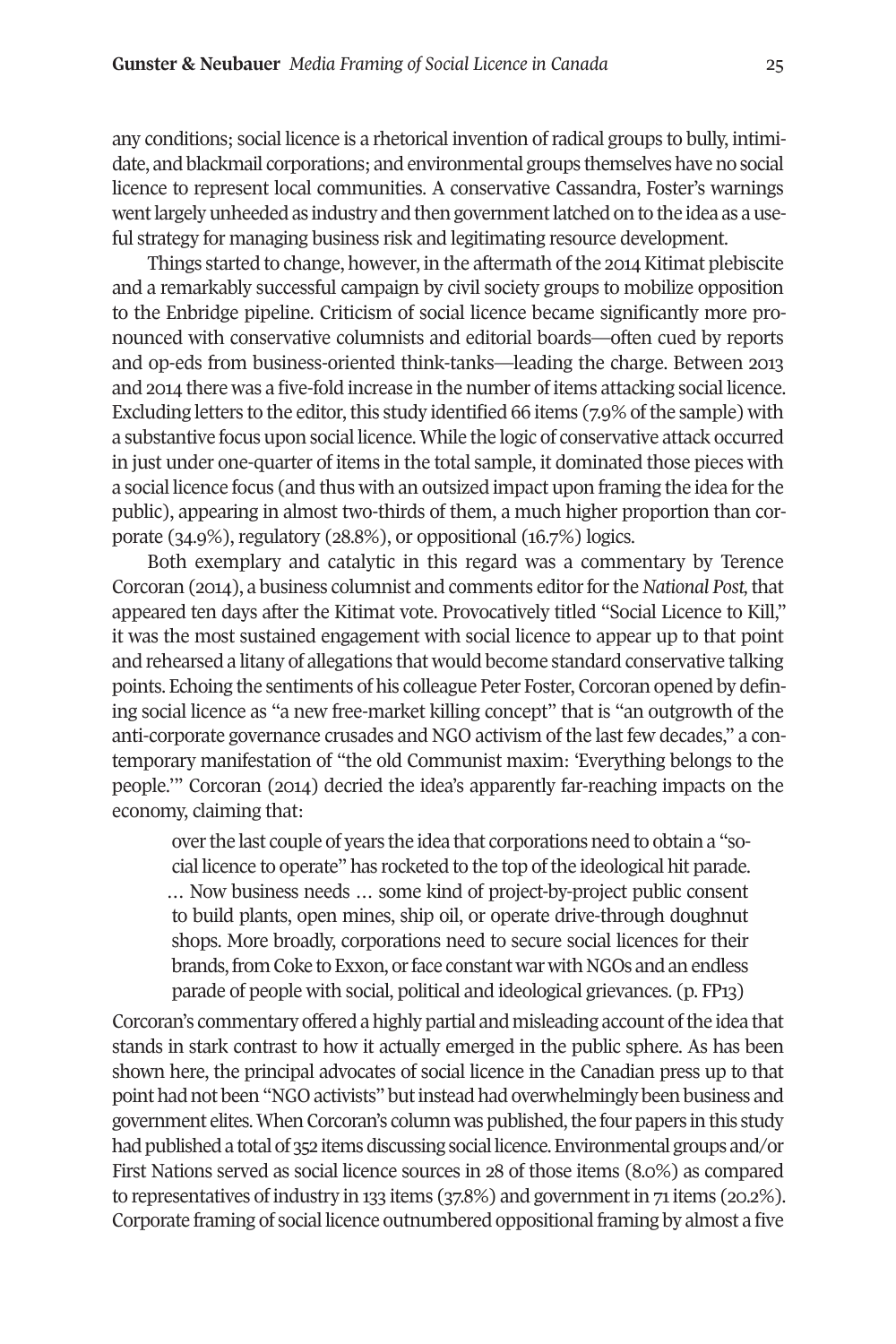any conditions; social licence is a rhetorical invention of radical groups to bully, intimidate, and blackmail corporations; and environmental groups themselves have no social licence to represent local communities. A conservative Cassandra, Foster's warnings went largely unheeded as industry and then government latched on to the idea as a useful strategy for managing business risk and legitimating resource development.

Things started to change, however, in the aftermath of the 2014 Kitimat plebiscite and a remarkably successful campaign by civil society groups to mobilize opposition to the Enbridge pipeline. Criticism of social licence became significantly more pronounced with conservative columnists and editorial boards—often cued by reports and op-eds from business-oriented think-tanks—leading the charge. Between 2013 and 2014 there was a five-fold increase in the number of items attacking social licence. Excluding letters to the editor, this study identified 66 items (7.9% of the sample) with a substantive focus upon social licence. While the logic of conservative attack occurred in just under one-quarter of items in the total sample, it dominated those pieces with a social licence focus (and thus with an outsized impact upon framing the idea for the public), appearing in almost two-thirds of them, a much higher proportion than corporate (34.9%), regulatory (28.8%), or oppositional (16.7%) logics.

Both exemplary and catalytic in this regard was a commentary by Terence Corcoran (2014), a business columnist and comments editor for the *National Post,* that appeared ten days after the Kitimat vote. Provocatively titled "Social Licence to Kill," it was the most sustained engagement with social licence to appear up to that point and rehearsed a litany of allegations that would become standard conservative talking points. Echoing the sentiments of his colleague Peter Foster, Corcoran opened by defining social licence as "a new free-market killing concept" that is "an outgrowth of the anti-corporate governance crusades and NGO activism of the last few decades," a contemporary manifestation of "the old Communist maxim: 'Everything belongs to the people.'" Corcoran (2014) decried the idea's apparently far-reaching impacts on the economy, claiming that:

> over the last couple of years the idea that corporations need to obtain a "social licence to operate" has rocketed to the top of the ideological hit parade. … Now business needs … some kind of project-by-project public consent to build plants, open mines, ship oil, or operate drive-through doughnut shops. More broadly, corporations need to secure social licences for their brands, from Coke to Exxon, or face constant war with NGOs and an endless parade of people with social, political and ideological grievances. (p. FP13)

Corcoran's commentary offered a highly partial and misleading account of the idea that stands in stark contrast to how it actually emerged in the public sphere. As has been shown here, the principal advocates of social licence in the Canadian press up to that point had not been "NGO activists" but instead had overwhelmingly been business and government elites. When Corcoran's column was published, the four papers in this study had published a total of 352 items discussing social licence. Environmental groups and/or First Nations served as social licence sources in 28 of those items (8.0%) as compared to representatives of industry in 133 items (37.8%) and government in 71 items (20.2%). Corporate framing of social licence outnumbered oppositional framing by almost a five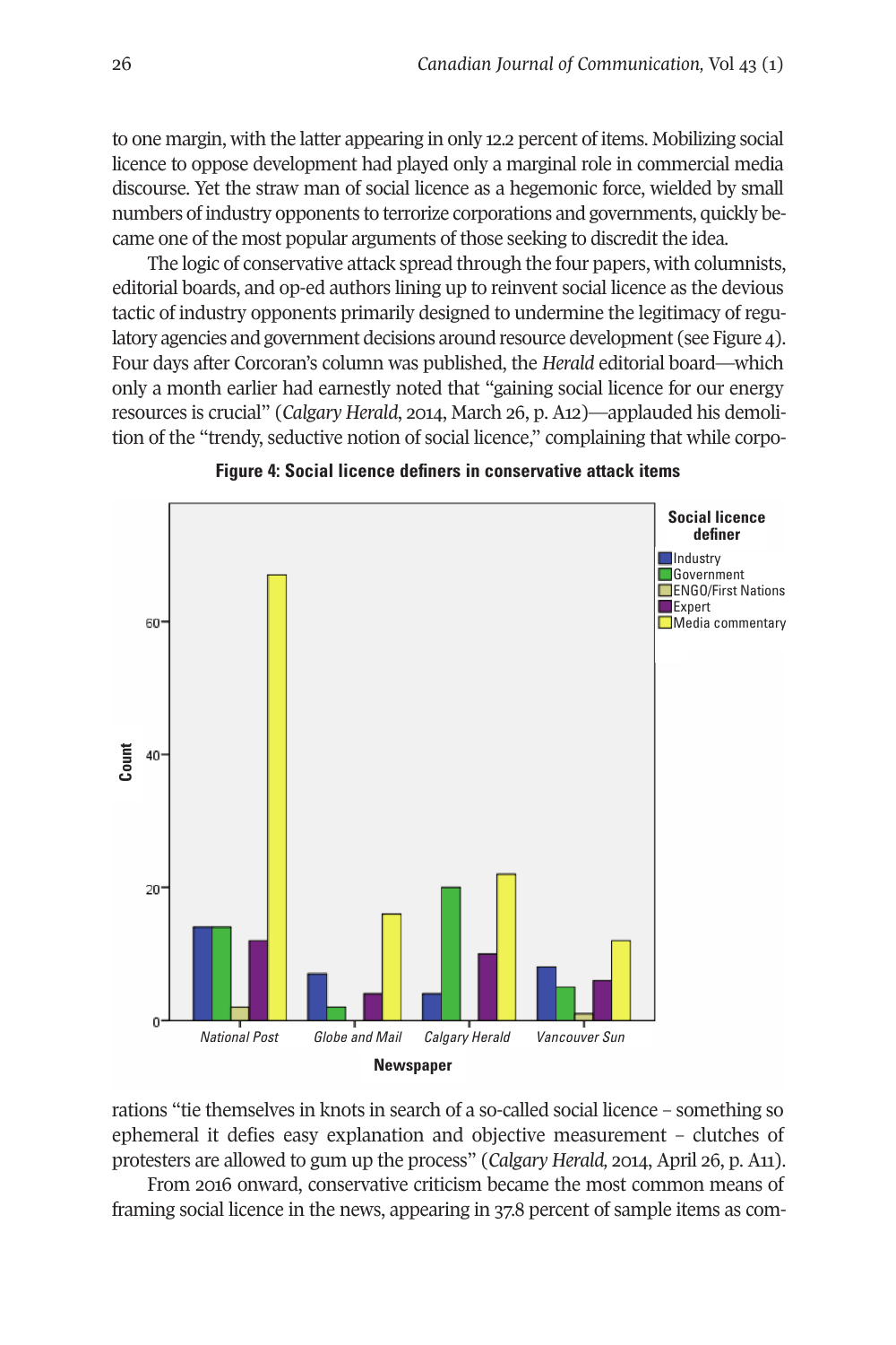to one margin, with the latter appearing in only 12.2 percent of items. Mobilizing social licence to oppose development had played only a marginal role in commercial media discourse. Yet the straw man of social licence as a hegemonic force, wielded by small numbers of industry opponents to terrorize corporations and governments, quickly became one of the most popular arguments of those seeking to discredit the idea.

The logic of conservative attack spread through the four papers, with columnists, editorial boards, and op-ed authors lining up to reinvent social licence as the devious tactic of industry opponents primarily designed to undermine the legitimacy of regulatory agencies and government decisions around resource development (see Figure 4). Four days after Corcoran's column was published, the *Herald* editorial board—which only a month earlier had earnestly noted that "gaining social licence for our energy resources is crucial" (*Calgary Herald*, 2014, March 26, p. A12)—applauded his demolition of the "trendy, seductive notion of social licence," complaining that while corpo-

**Figure 4: Social licence definers in conservative attack items**

Social licence definer
Industry
Government
ENGO/First Nations
Expert
Media commentary

Count
0
20
40
60

National Post
Globe and Mail
Calgary Herald
Vancouver Sun

Newspaper

rations "tie themselves in knots in search of a so-called social licence – something so ephemeral it defies easy explanation and objective measurement – clutches of protesters are allowed to gum up the process" (*Calgary Herald,* 2014, April 26, p. A11).

From 2016 onward, conservative criticism became the most common means of framing social licence in the news, appearing in 37.8 percent of sample items as com-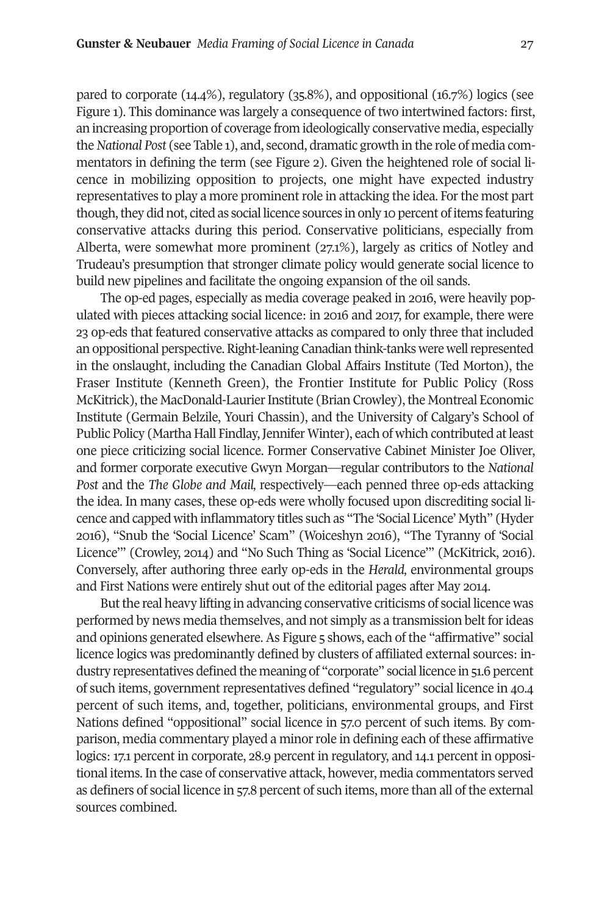pared to corporate (14.4%), regulatory (35.8%), and oppositional (16.7%) logics (see Figure 1). This dominance was largely a consequence of two intertwined factors: first, an increasing proportion of coverage from ideologically conservative media, especially the *National Post* (see Table 1), and, second, dramatic growth in the role of media commentators in defining the term (see Figure 2). Given the heightened role of social licence in mobilizing opposition to projects, one might have expected industry representatives to play a more prominent role in attacking the idea. For the most part though, they did not, cited as social licence sources in only 10 percent of items featuring conservative attacks during this period. Conservative politicians, especially from Alberta, were somewhat more prominent (27.1%), largely as critics of Notley and Trudeau's presumption that stronger climate policy would generate social licence to build new pipelines and facilitate the ongoing expansion of the oil sands.

The op-ed pages, especially as media coverage peaked in 2016, were heavily populated with pieces attacking social licence: in 2016 and 2017, for example, there were 23 op-eds that featured conservative attacks as compared to only three that included an oppositional perspective. Right-leaning Canadian think-tanks were well represented in the onslaught, including the Canadian Global Affairs Institute (Ted Morton), the Fraser Institute (Kenneth Green), the Frontier Institute for Public Policy (Ross McKitrick), the MacDonald-Laurier Institute (Brian Crowley), the Montreal Economic Institute (Germain Belzile, Youri Chassin), and the University of Calgary's School of Public Policy (Martha Hall Findlay, Jennifer Winter), each of which contributed at least one piece criticizing social licence. Former Conservative Cabinet Minister Joe Oliver, and former corporate executive Gwyn Morgan—regular contributors to the *National Post* and the *The Globe and Mail,* respectively—each penned three op-eds attacking the idea. In many cases, these op-eds were wholly focused upon discrediting social licence and capped with inflammatory titles such as "The 'Social Licence' Myth" (Hyder 2016), "Snub the 'Social Licence' Scam" (Woiceshyn 2016), "The Tyranny of 'Social Licence'" (Crowley, 2014) and "No Such Thing as 'Social Licence'" (McKitrick, 2016). Conversely, after authoring three early op-eds in the *Herald,* environmental groups and First Nations were entirely shut out of the editorial pages after May 2014.

But the real heavy lifting in advancing conservative criticisms of social licence was performed by news media themselves, and not simply as a transmission belt for ideas and opinions generated elsewhere. As Figure 5 shows, each of the "affirmative" social licence logics was predominantly defined by clusters of affiliated external sources: industry representatives defined the meaning of "corporate" social licence in 51.6 percent of such items, government representatives defined "regulatory" social licence in 40.4 percent of such items, and, together, politicians, environmental groups, and First Nations defined "oppositional" social licence in 57.0 percent of such items. By comparison, media commentary played a minor role in defining each of these affirmative logics: 17.1 percent in corporate, 28.9 percent in regulatory, and 14.1 percent in oppositional items. In the case of conservative attack, however, media commentators served as definers of social licence in 57.8 percent of such items, more than all of the external sources combined.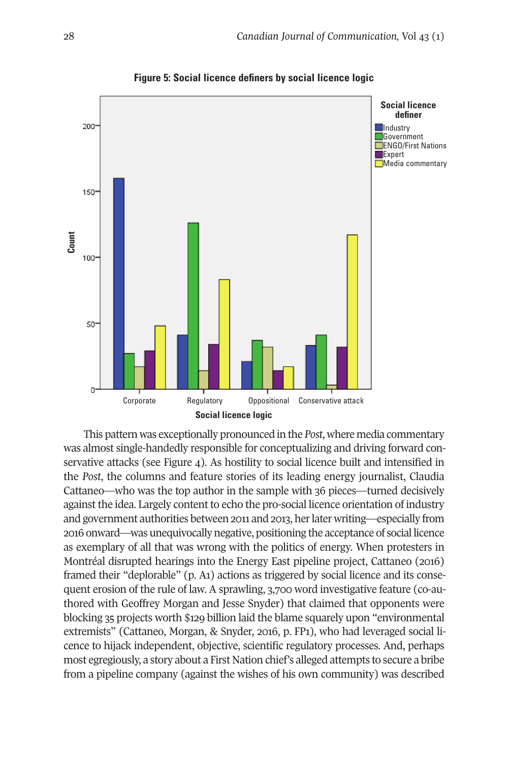**Figure 5: Social licence definers by social licence logic**

Social licence definer
Industry
Government
ENGO/First Nations
Expert
Media commentary

Count
0
50
100
150
200

Corporate
Regulatory
Oppositional
Conservative attack

Social licence logic

This pattern was exceptionally pronounced in the *Post*, where media commentary was almost single-handedly responsible for conceptualizing and driving forward conservative attacks (see Figure 4). As hostility to social licence built and intensified in the *Post*, the columns and feature stories of its leading energy journalist, Claudia Cattaneo—who was the top author in the sample with 36 pieces—turned decisively against the idea. Largely content to echo the pro-social licence orientation of industry and government authorities between 2011 and 2013, her later writing—especially from 2016 onward—was unequivocally negative, positioning the acceptance of social licence as exemplary of all that was wrong with the politics of energy. When protesters in Montréal disrupted hearings into the Energy East pipeline project, Cattaneo (2016) framed their "deplorable" (p. A1) actions as triggered by social licence and its consequent erosion of the rule of law. A sprawling, 3,700 word investigative feature (co-authored with Geoffrey Morgan and Jesse Snyder) that claimed that opponents were blocking 35 projects worth $129 billion laid the blame squarely upon "environmental extremists" (Cattaneo, Morgan, & Snyder, 2016, p. FP1), who had leveraged social licence to hijack independent, objective, scientific regulatory processes. And, perhaps most egregiously, a story about a First Nation chief's alleged attempts to secure a bribe from a pipeline company (against the wishes of his own community) was described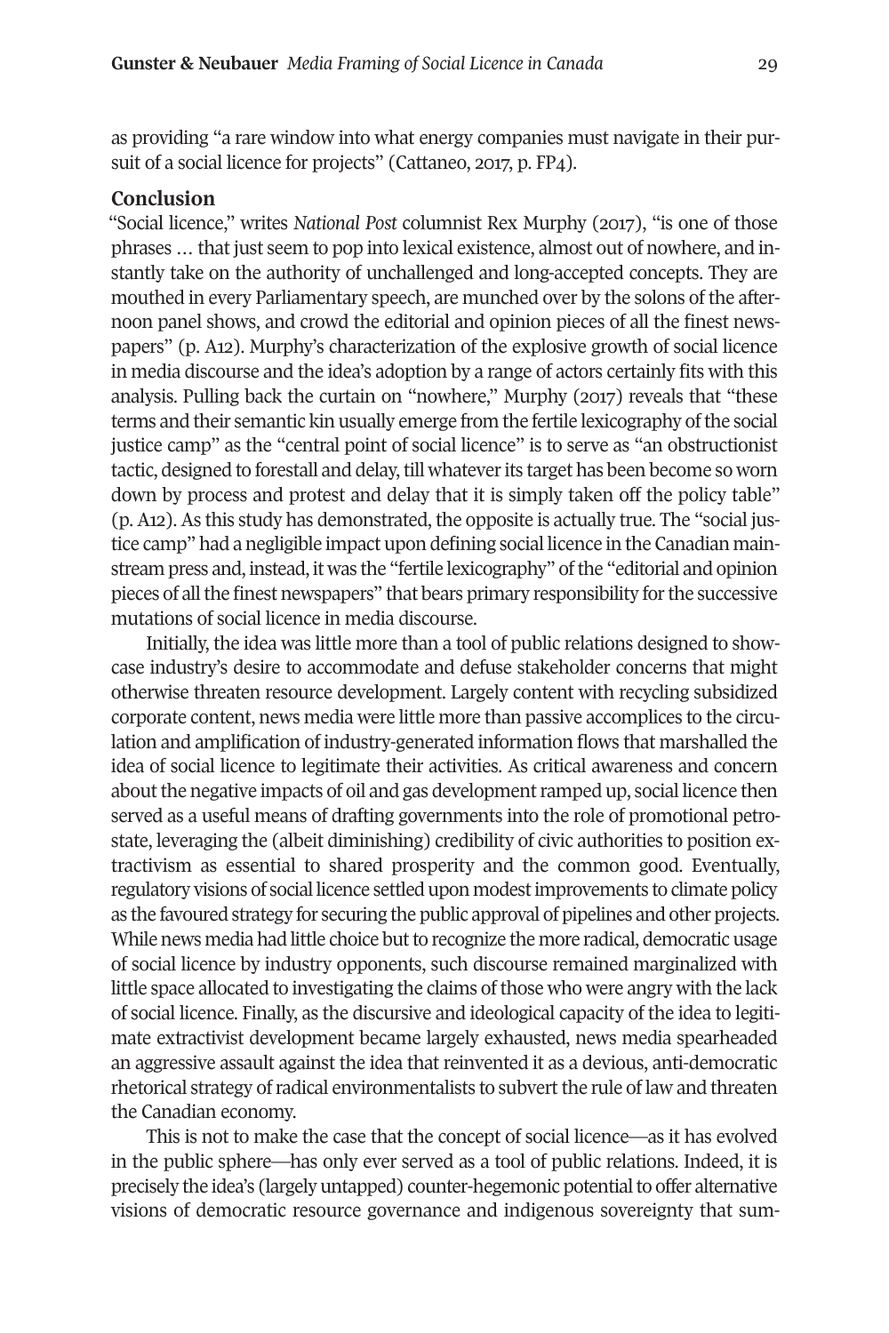as providing "a rare window into what energy companies must navigate in their pursuit of a social licence for projects" (Cattaneo, 2017, p. FP4).

## Conclusion

"Social licence," writes *National Post* columnist Rex Murphy (2017), "is one of those phrases … that just seem to pop into lexical existence, almost out of nowhere, and instantly take on the authority of unchallenged and long-accepted concepts. They are mouthed in every Parliamentary speech, are munched over by the solons of the afternoon panel shows, and crowd the editorial and opinion pieces of all the finest newspapers" (p. A12). Murphy's characterization of the explosive growth of social licence in media discourse and the idea's adoption by a range of actors certainly fits with this analysis. Pulling back the curtain on "nowhere," Murphy (2017) reveals that "these terms and their semantic kin usually emerge from the fertile lexicography of the social justice camp" as the "central point of social licence" is to serve as "an obstructionist tactic, designed to forestall and delay, till whatever its target has been become so worn down by process and protest and delay that it is simply taken off the policy table" (p. A12). As this study has demonstrated, the opposite is actually true. The "social justice camp" had a negligible impact upon defining social licence in the Canadian mainstream press and, instead, it was the "fertile lexicography" of the "editorial and opinion pieces of all the finest newspapers" that bears primary responsibility for the successive mutations of social licence in media discourse.

Initially, the idea was little more than a tool of public relations designed to showcase industry's desire to accommodate and defuse stakeholder concerns that might otherwise threaten resource development. Largely content with recycling subsidized corporate content, news media were little more than passive accomplices to the circulation and amplification of industry-generated information flows that marshalled the idea of social licence to legitimate their activities. As critical awareness and concern about the negative impacts of oil and gas development ramped up, social licence then served as a useful means of drafting governments into the role of promotional petrostate, leveraging the (albeit diminishing) credibility of civic authorities to position extractivism as essential to shared prosperity and the common good. Eventually, regulatory visions of social licence settled upon modest improvements to climate policy as the favoured strategy for securing the public approval of pipelines and other projects. While news media had little choice but to recognize the more radical, democratic usage of social licence by industry opponents, such discourse remained marginalized with little space allocated to investigating the claims of those who were angry with the lack of social licence. Finally, as the discursive and ideological capacity of the idea to legitimate extractivist development became largely exhausted, news media spearheaded an aggressive assault against the idea that reinvented it as a devious, anti-democratic rhetorical strategy of radical environmentalists to subvert the rule of law and threaten the Canadian economy.

This is not to make the case that the concept of social licence—as it has evolved in the public sphere—has only ever served as a tool of public relations. Indeed, it is precisely the idea's (largely untapped) counter-hegemonic potential to offer alternative visions of democratic resource governance and indigenous sovereignty that sum-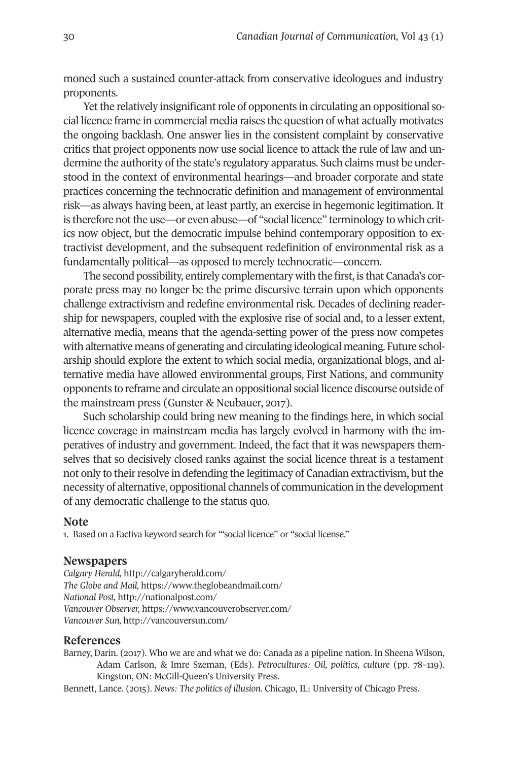moned such a sustained counter-attack from conservative ideologues and industry proponents.

Yet the relatively insignificant role of opponents in circulating an oppositional social licence frame in commercial media raises the question of what actually motivates the ongoing backlash. One answer lies in the consistent complaint by conservative critics that project opponents now use social licence to attack the rule of law and undermine the authority of the state's regulatory apparatus. Such claims must be understood in the context of environmental hearings—and broader corporate and state practices concerning the technocratic definition and management of environmental risk—as always having been, at least partly, an exercise in hegemonic legitimation. It is therefore not the use—or even abuse—of "social licence" terminology to which critics now object, but the democratic impulse behind contemporary opposition to extractivist development, and the subsequent redefinition of environmental risk as a fundamentally political—as opposed to merely technocratic—concern.

The second possibility, entirely complementary with the first, is that Canada's corporate press may no longer be the prime discursive terrain upon which opponents challenge extractivism and redefine environmental risk. Decades of declining readership for newspapers, coupled with the explosive rise of social and, to a lesser extent, alternative media, means that the agenda-setting power of the press now competes with alternative means of generating and circulating ideological meaning. Future scholarship should explore the extent to which social media, organizational blogs, and alternative media have allowed environmental groups, First Nations, and community opponents to reframe and circulate an oppositional social licence discourse outside of the mainstream press (Gunster & Neubauer, 2017).

Such scholarship could bring new meaning to the findings here, in which social licence coverage in mainstream media has largely evolved in harmony with the imperatives of industry and government. Indeed, the fact that it was newspapers themselves that so decisively closed ranks against the social licence threat is a testament not only to their resolve in defending the legitimacy of Canadian extractivism, but the necessity of alternative, oppositional channels of communication in the development of any democratic challenge to the status quo.

## Note

1. Based on a Factiva keyword search for "'social licence" or "social license."

## Newspapers

*Calgary Herald,* http://calgaryherald.com/
*The Globe and Mail,* https://www.theglobeandmail.com/
*National Post,* http://nationalpost.com/
*Vancouver Observer,* https://www.vancouverobserver.com/
*Vancouver Sun,* http://vancouversun.com/

## References

Barney, Darin. (2017). Who we are and what we do: Canada as a pipeline nation. In Sheena Wilson, Adam Carlson, & Imre Szeman, (Eds). *Petrocultures: Oil, politics, culture* (pp. 78–119). Kingston, ON: McGill-Queen's University Press.

Bennett, Lance. (2015). *News: The politics of illusion.* Chicago, IL: University of Chicago Press.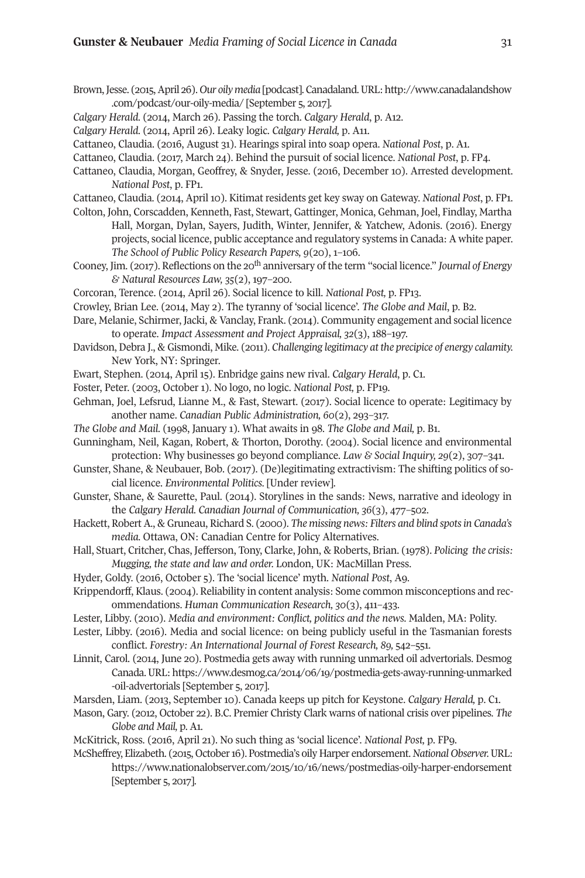Brown, Jesse. (2015, April 26). *Our oily media* [podcast]. Canadaland. URL: http://www.canadalandshow.com/podcast/our-oily-media/ [September 5, 2017].

*Calgary Herald.* (2014, March 26). Passing the torch. *Calgary Herald*, p. A12.

*Calgary Herald.* (2014, April 26). Leaky logic. *Calgary Herald,* p. A11.

Cattaneo, Claudia. (2016, August 31). Hearings spiral into soap opera. *National Post*, p. A1.

Cattaneo, Claudia. (2017, March 24). Behind the pursuit of social licence. *National Post*, p. FP4.

Cattaneo, Claudia, Morgan, Geoffrey, & Snyder, Jesse. (2016, December 10). Arrested development. *National Post*, p. FP1.

Cattaneo, Claudia. (2014, April 10). Kitimat residents get key sway on Gateway. *National Post*, p. FP1.

Colton, John, Corscadden, Kenneth, Fast, Stewart, Gattinger, Monica, Gehman, Joel, Findlay, Martha Hall, Morgan, Dylan, Sayers, Judith, Winter, Jennifer, & Yatchew, Adonis. (2016). Energy projects, social licence, public acceptance and regulatory systems in Canada: A white paper. *The School of Public Policy Research Papers, 9*(20), 1–106.

Cooney, Jim. (2017). Reflections on the 20th anniversary of the term "social licence." *Journal of Energy & Natural Resources Law, 35*(2), 197–200.

Corcoran, Terence. (2014, April 26). Social licence to kill. *National Post,* p. FP13.

Crowley, Brian Lee. (2014, May 2). The tyranny of 'social licence'. *The Globe and Mail*, p. B2.

Dare, Melanie, Schirmer, Jacki, & Vanclay, Frank. (2014). Community engagement and social licence to operate. *Impact Assessment and Project Appraisal, 32*(3), 188–197.

Davidson, Debra J., & Gismondi, Mike. (2011). *Challenging legitimacy at the precipice of energy calamity.* New York, NY: Springer.

Ewart, Stephen. (2014, April 15). Enbridge gains new rival. *Calgary Herald*, p. C1.

Foster, Peter. (2003, October 1). No logo, no logic. *National Post,* p. FP19.

Gehman, Joel, Lefsrud, Lianne M., & Fast, Stewart. (2017). Social licence to operate: Legitimacy by another name. *Canadian Public Administration, 60*(2), 293–317.

*The Globe and Mail.* (1998, January 1). What awaits in 98. *The Globe and Mail,* p. B1.

Gunningham, Neil, Kagan, Robert, & Thorton, Dorothy. (2004). Social licence and environmental protection: Why businesses go beyond compliance. *Law & Social Inquiry, 29*(2), 307–341.

Gunster, Shane, & Neubauer, Bob. (2017). (De)legitimating extractivism: The shifting politics of social licence. *Environmental Politics.* [Under review].

Gunster, Shane, & Saurette, Paul. (2014). Storylines in the sands: News, narrative and ideology in the *Calgary Herald*. *Canadian Journal of Communication, 36*(3), 477–502.

Hackett, Robert A., & Gruneau, Richard S. (2000). *The missing news: Filters and blind spots in Canada's media.* Ottawa, ON: Canadian Centre for Policy Alternatives.

Hall, Stuart, Critcher, Chas, Jefferson, Tony, Clarke, John, & Roberts, Brian. (1978). *Policing the crisis: Mugging, the state and law and order.* London, UK: MacMillan Press.

Hyder, Goldy. (2016, October 5). The 'social licence' myth. *National Post*, A9.

Krippendorff, Klaus. (2004). Reliability in content analysis: Some common misconceptions and recommendations. *Human Communication Research, 30*(3), 411–433.

Lester, Libby. (2010). *Media and environment: Conflict, politics and the news.* Malden, MA: Polity.

Lester, Libby. (2016). Media and social licence: on being publicly useful in the Tasmanian forests conflict. *Forestry: An International Journal of Forest Research, 89,* 542–551.

Linnit, Carol. (2014, June 20). Postmedia gets away with running unmarked oil advertorials. Desmog Canada. URL: https://www.desmog.ca/2014/06/19/postmedia-gets-away-running-unmarked-oil-advertorials [September 5, 2017].

Marsden, Liam. (2013, September 10). Canada keeps up pitch for Keystone. *Calgary Herald,* p. C1.

Mason, Gary. (2012, October 22). B.C. Premier Christy Clark warns of national crisis over pipelines. *The Globe and Mail,* p. A1.

McKitrick, Ross. (2016, April 21). No such thing as 'social licence'. *National Post,* p. FP9.

McSheffrey, Elizabeth. (2015, October 16). Postmedia's oily Harper endorsement. *National Observer.* URL: https://www.nationalobserver.com/2015/10/16/news/postmedias-oily-harper-endorsement [September 5, 2017].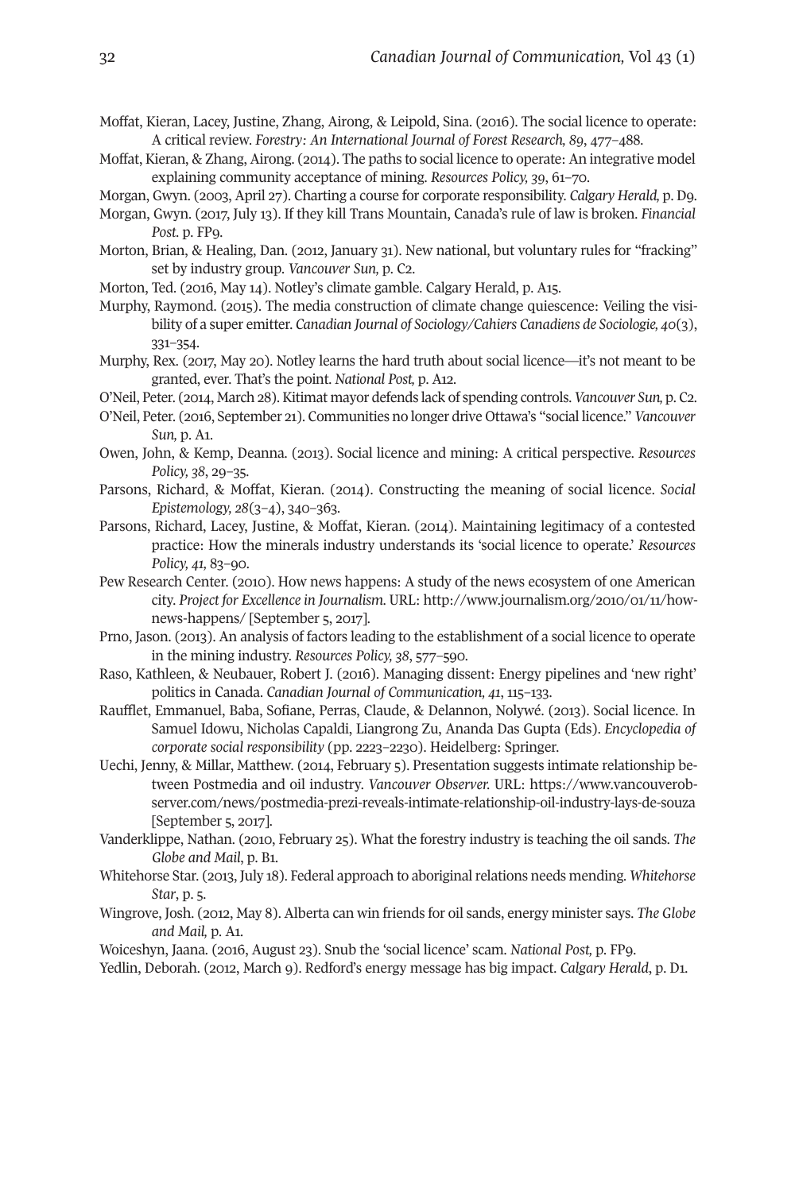Moffat, Kieran, Lacey, Justine, Zhang, Airong, & Leipold, Sina. (2016). The social licence to operate: A critical review. *Forestry: An International Journal of Forest Research, 89*, 477–488.

Moffat, Kieran, & Zhang, Airong. (2014). The paths to social licence to operate: An integrative model explaining community acceptance of mining. *Resources Policy, 39*, 61–70.

Morgan, Gwyn. (2003, April 27). Charting a course for corporate responsibility. *Calgary Herald,* p. D9.

Morgan, Gwyn. (2017, July 13). If they kill Trans Mountain, Canada's rule of law is broken. *Financial Post.* p. FP9.

Morton, Brian, & Healing, Dan. (2012, January 31). New national, but voluntary rules for "fracking" set by industry group. *Vancouver Sun,* p. C2.

Morton, Ted. (2016, May 14). Notley's climate gamble. Calgary Herald, p. A15.

Murphy, Raymond. (2015). The media construction of climate change quiescence: Veiling the visibility of a super emitter. *Canadian Journal of Sociology/Cahiers Canadiens de Sociologie, 40*(3), 331–354.

Murphy, Rex. (2017, May 20). Notley learns the hard truth about social licence—it's not meant to be granted, ever. That's the point. *National Post,* p. A12.

O'Neil, Peter. (2014, March 28). Kitimat mayor defends lack of spending controls. *Vancouver Sun,* p. C2.

O'Neil, Peter. (2016, September 21). Communities no longer drive Ottawa's "social licence." *Vancouver Sun,* p. A1.

Owen, John, & Kemp, Deanna. (2013). Social licence and mining: A critical perspective. *Resources Policy, 38*, 29–35.

Parsons, Richard, & Moffat, Kieran. (2014). Constructing the meaning of social licence. *Social Epistemology, 28*(3–4), 340–363.

Parsons, Richard, Lacey, Justine, & Moffat, Kieran. (2014). Maintaining legitimacy of a contested practice: How the minerals industry understands its 'social licence to operate.' *Resources Policy, 41,* 83–90.

Pew Research Center. (2010). How news happens: A study of the news ecosystem of one American city. *Project for Excellence in Journalism.* URL: http://www.journalism.org/2010/01/11/how-news-happens/ [September 5, 2017].

Prno, Jason. (2013). An analysis of factors leading to the establishment of a social licence to operate in the mining industry. *Resources Policy, 38*, 577–590.

Raso, Kathleen, & Neubauer, Robert J. (2016). Managing dissent: Energy pipelines and 'new right' politics in Canada. *Canadian Journal of Communication, 41*, 115–133.

Raufflet, Emmanuel, Baba, Sofiane, Perras, Claude, & Delannon, Nolywé. (2013). Social licence. In Samuel Idowu, Nicholas Capaldi, Liangrong Zu, Ananda Das Gupta (Eds). *Encyclopedia of corporate social responsibility* (pp. 2223–2230). Heidelberg: Springer.

Uechi, Jenny, & Millar, Matthew. (2014, February 5). Presentation suggests intimate relationship between Postmedia and oil industry. *Vancouver Observer.* URL: https://www.vancouverobserver.com/news/postmedia-prezi-reveals-intimate-relationship-oil-industry-lays-de-souza [September 5, 2017].

Vanderklippe, Nathan. (2010, February 25). What the forestry industry is teaching the oil sands. *The Globe and Mail*, p. B1.

Whitehorse Star. (2013, July 18). Federal approach to aboriginal relations needs mending. *Whitehorse Star*, p. 5.

Wingrove, Josh. (2012, May 8). Alberta can win friends for oil sands, energy minister says. *The Globe and Mail,* p. A1.

Woiceshyn, Jaana. (2016, August 23). Snub the 'social licence' scam. *National Post,* p. FP9.

Yedlin, Deborah. (2012, March 9). Redford's energy message has big impact. *Calgary Herald*, p. D1.